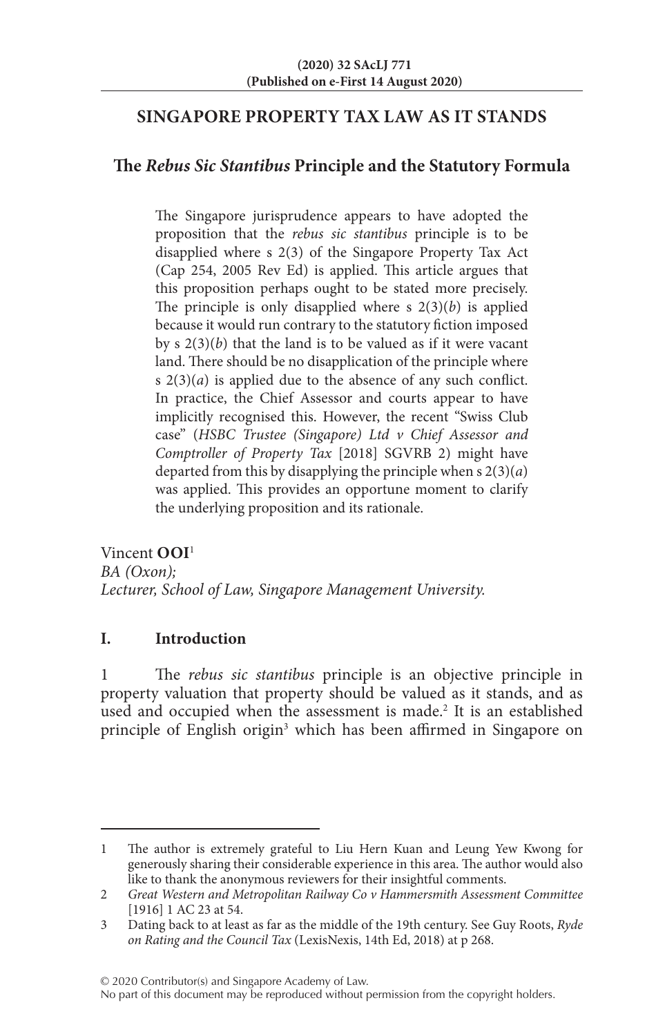# SINGAPORE PROPERTY TAX LAW AS IT STANDS

## The *Rebus Sic Stantibus* Principle and the Statutory Formula

> The Singapore jurisprudence appears to have adopted the proposition that the *rebus sic stantibus* principle is to be disapplied where s 2(3) of the Singapore Property Tax Act (Cap 254, 2005 Rev Ed) is applied. This article argues that this proposition perhaps ought to be stated more precisely. The principle is only disapplied where s 2(3)(*b*) is applied because it would run contrary to the statutory fiction imposed by s 2(3)(*b*) that the land is to be valued as if it were vacant land. There should be no disapplication of the principle where s 2(3)(*a*) is applied due to the absence of any such conflict. In practice, the Chief Assessor and courts appear to have implicitly recognised this. However, the recent "Swiss Club case" (*HSBC Trustee (Singapore) Ltd v Chief Assessor and Comptroller of Property Tax* [2018] SGVRB 2) might have departed from this by disapplying the principle when s 2(3)(*a*) was applied. This provides an opportune moment to clarify the underlying proposition and its rationale.

Vincent **OOI**[1]
*BA (Oxon);*
*Lecturer, School of Law, Singapore Management University.*

## I. Introduction

1 The *rebus sic stantibus* principle is an objective principle in property valuation that property should be valued as it stands, and as used and occupied when the assessment is made.[2] It is an established principle of English origin[3] which has been affirmed in Singapore on

---

1 The author is extremely grateful to Liu Hern Kuan and Leung Yew Kwong for generously sharing their considerable experience in this area. The author would also like to thank the anonymous reviewers for their insightful comments.

2 *Great Western and Metropolitan Railway Co v Hammersmith Assessment Committee* [1916] 1 AC 23 at 54.

3 Dating back to at least as far as the middle of the 19th century. See Guy Roots, *Ryde on Rating and the Council Tax* (LexisNexis, 14th Ed, 2018) at p 268.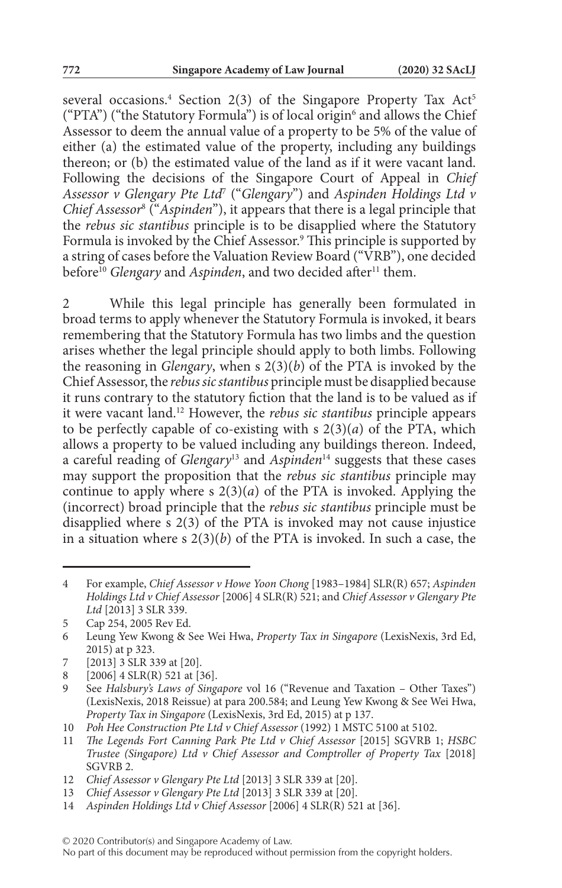several occasions.[4] Section 2(3) of the Singapore Property Tax Act[5] ("PTA") ("the Statutory Formula") is of local origin[6] and allows the Chief Assessor to deem the annual value of a property to be 5% of the value of either (a) the estimated value of the property, including any buildings thereon; or (b) the estimated value of the land as if it were vacant land. Following the decisions of the Singapore Court of Appeal in *Chief Assessor v Glengary Pte Ltd*[7] ("*Glengary*") and *Aspinden Holdings Ltd v Chief Assessor*[8] ("*Aspinden*"), it appears that there is a legal principle that the *rebus sic stantibus* principle is to be disapplied where the Statutory Formula is invoked by the Chief Assessor.[9] This principle is supported by a string of cases before the Valuation Review Board ("VRB"), one decided before[10] *Glengary* and *Aspinden*, and two decided after[11] them.

2 While this legal principle has generally been formulated in broad terms to apply whenever the Statutory Formula is invoked, it bears remembering that the Statutory Formula has two limbs and the question arises whether the legal principle should apply to both limbs. Following the reasoning in *Glengary*, when s 2(3)(*b*) of the PTA is invoked by the Chief Assessor, the *rebus sic stantibus* principle must be disapplied because it runs contrary to the statutory fiction that the land is to be valued as if it were vacant land.[12] However, the *rebus sic stantibus* principle appears to be perfectly capable of co-existing with s 2(3)(*a*) of the PTA, which allows a property to be valued including any buildings thereon. Indeed, a careful reading of *Glengary*[13] and *Aspinden*[14] suggests that these cases may support the proposition that the *rebus sic stantibus* principle may continue to apply where s 2(3)(*a*) of the PTA is invoked. Applying the (incorrect) broad principle that the *rebus sic stantibus* principle must be disapplied where s 2(3) of the PTA is invoked may not cause injustice in a situation where s 2(3)(*b*) of the PTA is invoked. In such a case, the

---

4 For example, *Chief Assessor v Howe Yoon Chong* [1983–1984] SLR(R) 657; *Aspinden Holdings Ltd v Chief Assessor* [2006] 4 SLR(R) 521; and *Chief Assessor v Glengary Pte Ltd* [2013] 3 SLR 339.

5 Cap 254, 2005 Rev Ed.

6 Leung Yew Kwong & See Wei Hwa, *Property Tax in Singapore* (LexisNexis, 3rd Ed, 2015) at p 323.

7 [2013] 3 SLR 339 at [20].

8 [2006] 4 SLR(R) 521 at [36].

9 See *Halsbury's Laws of Singapore* vol 16 ("Revenue and Taxation – Other Taxes") (LexisNexis, 2018 Reissue) at para 200.584; and Leung Yew Kwong & See Wei Hwa, *Property Tax in Singapore* (LexisNexis, 3rd Ed, 2015) at p 137.

10 *Poh Hee Construction Pte Ltd v Chief Assessor* (1992) 1 MSTC 5100 at 5102.

11 *The Legends Fort Canning Park Pte Ltd v Chief Assessor* [2015] SGVRB 1; *HSBC Trustee (Singapore) Ltd v Chief Assessor and Comptroller of Property Tax* [2018] SGVRB 2.

12 *Chief Assessor v Glengary Pte Ltd* [2013] 3 SLR 339 at [20].

13 *Chief Assessor v Glengary Pte Ltd* [2013] 3 SLR 339 at [20].

14 *Aspinden Holdings Ltd v Chief Assessor* [2006] 4 SLR(R) 521 at [36].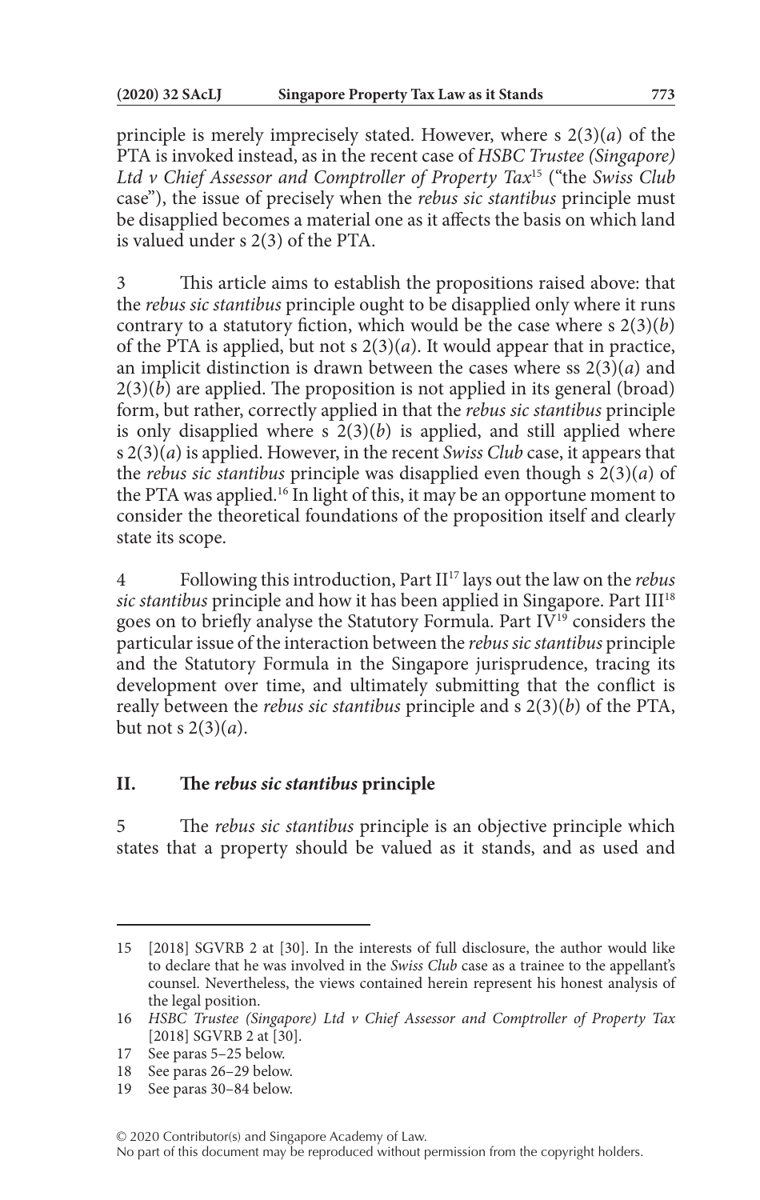principle is merely imprecisely stated. However, where s 2(3)(*a*) of the PTA is invoked instead, as in the recent case of *HSBC Trustee (Singapore) Ltd v Chief Assessor and Comptroller of Property Tax*[15] ("the *Swiss Club* case"), the issue of precisely when the *rebus sic stantibus* principle must be disapplied becomes a material one as it affects the basis on which land is valued under s 2(3) of the PTA.

3 This article aims to establish the propositions raised above: that the *rebus sic stantibus* principle ought to be disapplied only where it runs contrary to a statutory fiction, which would be the case where s 2(3)(*b*) of the PTA is applied, but not s 2(3)(*a*). It would appear that in practice, an implicit distinction is drawn between the cases where ss 2(3)(*a*) and 2(3)(*b*) are applied. The proposition is not applied in its general (broad) form, but rather, correctly applied in that the *rebus sic stantibus* principle is only disapplied where s 2(3)(*b*) is applied, and still applied where s 2(3)(*a*) is applied. However, in the recent *Swiss Club* case, it appears that the *rebus sic stantibus* principle was disapplied even though s 2(3)(*a*) of the PTA was applied.[16] In light of this, it may be an opportune moment to consider the theoretical foundations of the proposition itself and clearly state its scope.

4 Following this introduction, Part II[17] lays out the law on the *rebus sic stantibus* principle and how it has been applied in Singapore. Part III[18] goes on to briefly analyse the Statutory Formula. Part IV[19] considers the particular issue of the interaction between the *rebus sic stantibus* principle and the Statutory Formula in the Singapore jurisprudence, tracing its development over time, and ultimately submitting that the conflict is really between the *rebus sic stantibus* principle and s 2(3)(*b*) of the PTA, but not s 2(3)(*a*).

## II. The *rebus sic stantibus* principle

5 The *rebus sic stantibus* principle is an objective principle which states that a property should be valued as it stands, and as used and

---

15 [2018] SGVRB 2 at [30]. In the interests of full disclosure, the author would like to declare that he was involved in the *Swiss Club* case as a trainee to the appellant's counsel. Nevertheless, the views contained herein represent his honest analysis of the legal position.

16 *HSBC Trustee (Singapore) Ltd v Chief Assessor and Comptroller of Property Tax* [2018] SGVRB 2 at [30].

17 See paras 5–25 below.

18 See paras 26–29 below.

19 See paras 30–84 below.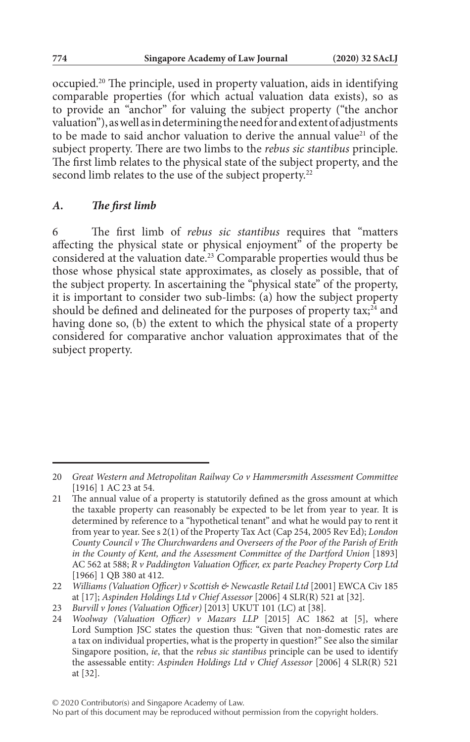occupied.[20] The principle, used in property valuation, aids in identifying comparable properties (for which actual valuation data exists), so as to provide an "anchor" for valuing the subject property ("the anchor valuation"), as well as in determining the need for and extent of adjustments to be made to said anchor valuation to derive the annual value[21] of the subject property. There are two limbs to the *rebus sic stantibus* principle. The first limb relates to the physical state of the subject property, and the second limb relates to the use of the subject property.[22]

### *A. The first limb*

6 The first limb of *rebus sic stantibus* requires that "matters affecting the physical state or physical enjoyment" of the property be considered at the valuation date.[23] Comparable properties would thus be those whose physical state approximates, as closely as possible, that of the subject property. In ascertaining the "physical state" of the property, it is important to consider two sub-limbs: (a) how the subject property should be defined and delineated for the purposes of property tax;[24] and having done so, (b) the extent to which the physical state of a property considered for comparative anchor valuation approximates that of the subject property.

---

20 *Great Western and Metropolitan Railway Co v Hammersmith Assessment Committee* [1916] 1 AC 23 at 54.

21 The annual value of a property is statutorily defined as the gross amount at which the taxable property can reasonably be expected to be let from year to year. It is determined by reference to a "hypothetical tenant" and what he would pay to rent it from year to year. See s 2(1) of the Property Tax Act (Cap 254, 2005 Rev Ed); *London County Council v The Churchwardens and Overseers of the Poor of the Parish of Erith in the County of Kent, and the Assessment Committee of the Dartford Union* [1893] AC 562 at 588; *R v Paddington Valuation Officer, ex parte Peachey Property Corp Ltd* [1966] 1 QB 380 at 412.

22 *Williams (Valuation Officer) v Scottish & Newcastle Retail Ltd* [2001] EWCA Civ 185 at [17]; *Aspinden Holdings Ltd v Chief Assessor* [2006] 4 SLR(R) 521 at [32].

23 *Burvill v Jones (Valuation Officer)* [2013] UKUT 101 (LC) at [38].

24 *Woolway (Valuation Officer) v Mazars LLP* [2015] AC 1862 at [5], where Lord Sumption JSC states the question thus: "Given that non-domestic rates are a tax on individual properties, what is the property in question?" See also the similar Singapore position, *ie*, that the *rebus sic stantibus* principle can be used to identify the assessable entity: *Aspinden Holdings Ltd v Chief Assessor* [2006] 4 SLR(R) 521 at [32].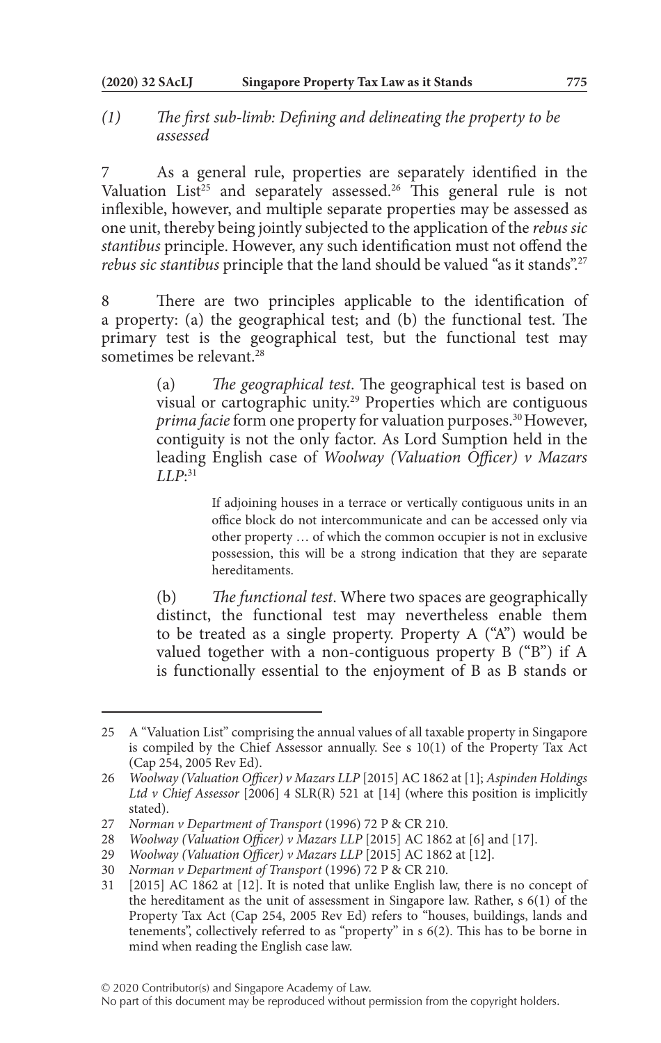### *(1) The first sub-limb: Defining and delineating the property to be assessed*

7 As a general rule, properties are separately identified in the Valuation List[25] and separately assessed.[26] This general rule is not inflexible, however, and multiple separate properties may be assessed as one unit, thereby being jointly subjected to the application of the *rebus sic stantibus* principle. However, any such identification must not offend the *rebus sic stantibus* principle that the land should be valued "as it stands".[27]

8 There are two principles applicable to the identification of a property: (a) the geographical test; and (b) the functional test. The primary test is the geographical test, but the functional test may sometimes be relevant.[28]

> (a) *The geographical test*. The geographical test is based on visual or cartographic unity.[29] Properties which are contiguous *prima facie* form one property for valuation purposes.[30] However, contiguity is not the only factor. As Lord Sumption held in the leading English case of *Woolway (Valuation Officer) v Mazars LLP*:[31]
>
> > If adjoining houses in a terrace or vertically contiguous units in an office block do not intercommunicate and can be accessed only via other property … of which the common occupier is not in exclusive possession, this will be a strong indication that they are separate hereditaments.
>
> (b) *The functional test*. Where two spaces are geographically distinct, the functional test may nevertheless enable them to be treated as a single property. Property A ("A") would be valued together with a non-contiguous property B ("B") if A is functionally essential to the enjoyment of B as B stands or

---

25 A "Valuation List" comprising the annual values of all taxable property in Singapore is compiled by the Chief Assessor annually. See s 10(1) of the Property Tax Act (Cap 254, 2005 Rev Ed).

26 *Woolway (Valuation Officer) v Mazars LLP* [2015] AC 1862 at [1]; *Aspinden Holdings Ltd v Chief Assessor* [2006] 4 SLR(R) 521 at [14] (where this position is implicitly stated).

27 *Norman v Department of Transport* (1996) 72 P & CR 210.

28 *Woolway (Valuation Officer) v Mazars LLP* [2015] AC 1862 at [6] and [17].

29 *Woolway (Valuation Officer) v Mazars LLP* [2015] AC 1862 at [12].

30 *Norman v Department of Transport* (1996) 72 P & CR 210.

31 [2015] AC 1862 at [12]. It is noted that unlike English law, there is no concept of the hereditament as the unit of assessment in Singapore law. Rather, s 6(1) of the Property Tax Act (Cap 254, 2005 Rev Ed) refers to "houses, buildings, lands and tenements", collectively referred to as "property" in s 6(2). This has to be borne in mind when reading the English case law.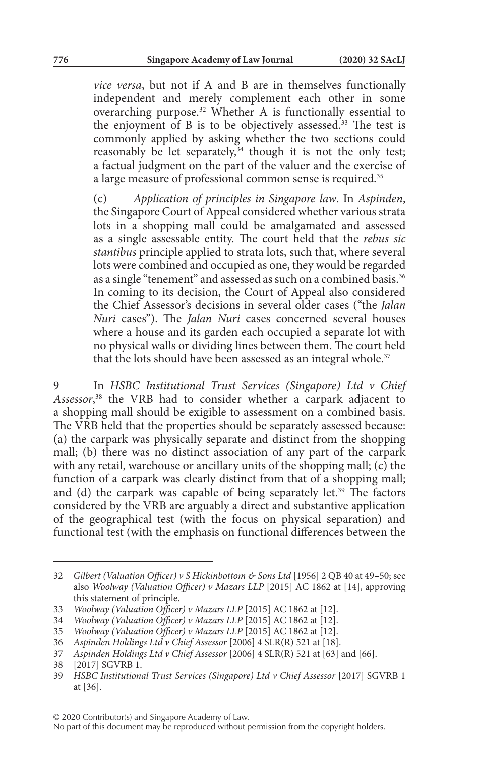*vice versa*, but not if A and B are in themselves functionally independent and merely complement each other in some overarching purpose.[32] Whether A is functionally essential to the enjoyment of B is to be objectively assessed.[33] The test is commonly applied by asking whether the two sections could reasonably be let separately,[34] though it is not the only test; a factual judgment on the part of the valuer and the exercise of a large measure of professional common sense is required.[35]

(c) *Application of principles in Singapore law*. In *Aspinden*, the Singapore Court of Appeal considered whether various strata lots in a shopping mall could be amalgamated and assessed as a single assessable entity. The court held that the *rebus sic stantibus* principle applied to strata lots, such that, where several lots were combined and occupied as one, they would be regarded as a single "tenement" and assessed as such on a combined basis.[36] In coming to its decision, the Court of Appeal also considered the Chief Assessor's decisions in several older cases ("the *Jalan Nuri* cases"). The *Jalan Nuri* cases concerned several houses where a house and its garden each occupied a separate lot with no physical walls or dividing lines between them. The court held that the lots should have been assessed as an integral whole.[37]

9 In *HSBC Institutional Trust Services (Singapore) Ltd v Chief Assessor*,[38] the VRB had to consider whether a carpark adjacent to a shopping mall should be exigible to assessment on a combined basis. The VRB held that the properties should be separately assessed because: (a) the carpark was physically separate and distinct from the shopping mall; (b) there was no distinct association of any part of the carpark with any retail, warehouse or ancillary units of the shopping mall; (c) the function of a carpark was clearly distinct from that of a shopping mall; and (d) the carpark was capable of being separately let.[39] The factors considered by the VRB are arguably a direct and substantive application of the geographical test (with the focus on physical separation) and functional test (with the emphasis on functional differences between the

---

32 *Gilbert (Valuation Officer) v S Hickinbottom & Sons Ltd* [1956] 2 QB 40 at 49–50; see also *Woolway (Valuation Officer) v Mazars LLP* [2015] AC 1862 at [14], approving this statement of principle.

33 *Woolway (Valuation Officer) v Mazars LLP* [2015] AC 1862 at [12].

34 *Woolway (Valuation Officer) v Mazars LLP* [2015] AC 1862 at [12].

35 *Woolway (Valuation Officer) v Mazars LLP* [2015] AC 1862 at [12].

36 *Aspinden Holdings Ltd v Chief Assessor* [2006] 4 SLR(R) 521 at [18].

37 *Aspinden Holdings Ltd v Chief Assessor* [2006] 4 SLR(R) 521 at [63] and [66].

38 [2017] SGVRB 1.

39 *HSBC Institutional Trust Services (Singapore) Ltd v Chief Assessor* [2017] SGVRB 1 at [36].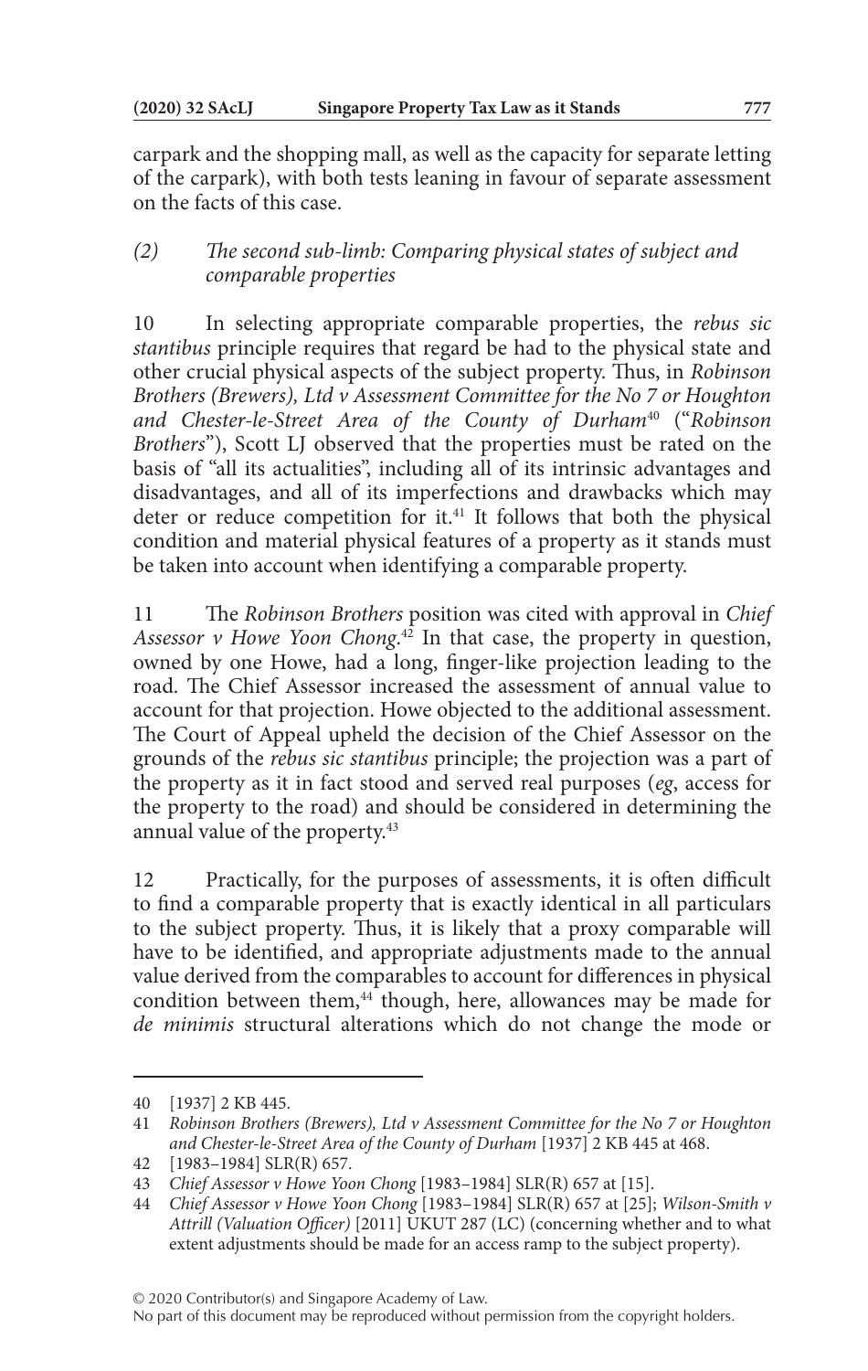carpark and the shopping mall, as well as the capacity for separate letting of the carpark), with both tests leaning in favour of separate assessment on the facts of this case.

### *(2) The second sub-limb: Comparing physical states of subject and comparable properties*

10 In selecting appropriate comparable properties, the *rebus sic stantibus* principle requires that regard be had to the physical state and other crucial physical aspects of the subject property. Thus, in *Robinson Brothers (Brewers), Ltd v Assessment Committee for the No 7 or Houghton and Chester-le-Street Area of the County of Durham*[40] ("*Robinson Brothers*"), Scott LJ observed that the properties must be rated on the basis of "all its actualities", including all of its intrinsic advantages and disadvantages, and all of its imperfections and drawbacks which may deter or reduce competition for it.[41] It follows that both the physical condition and material physical features of a property as it stands must be taken into account when identifying a comparable property.

11 The *Robinson Brothers* position was cited with approval in *Chief Assessor v Howe Yoon Chong*.[42] In that case, the property in question, owned by one Howe, had a long, finger-like projection leading to the road. The Chief Assessor increased the assessment of annual value to account for that projection. Howe objected to the additional assessment. The Court of Appeal upheld the decision of the Chief Assessor on the grounds of the *rebus sic stantibus* principle; the projection was a part of the property as it in fact stood and served real purposes (*eg*, access for the property to the road) and should be considered in determining the annual value of the property.[43]

12 Practically, for the purposes of assessments, it is often difficult to find a comparable property that is exactly identical in all particulars to the subject property. Thus, it is likely that a proxy comparable will have to be identified, and appropriate adjustments made to the annual value derived from the comparables to account for differences in physical condition between them,[44] though, here, allowances may be made for *de minimis* structural alterations which do not change the mode or

---

40 [1937] 2 KB 445.

41 *Robinson Brothers (Brewers), Ltd v Assessment Committee for the No 7 or Houghton and Chester-le-Street Area of the County of Durham* [1937] 2 KB 445 at 468.

42 [1983–1984] SLR(R) 657.

43 *Chief Assessor v Howe Yoon Chong* [1983–1984] SLR(R) 657 at [15].

44 *Chief Assessor v Howe Yoon Chong* [1983–1984] SLR(R) 657 at [25]; *Wilson-Smith v Attrill (Valuation Officer)* [2011] UKUT 287 (LC) (concerning whether and to what extent adjustments should be made for an access ramp to the subject property).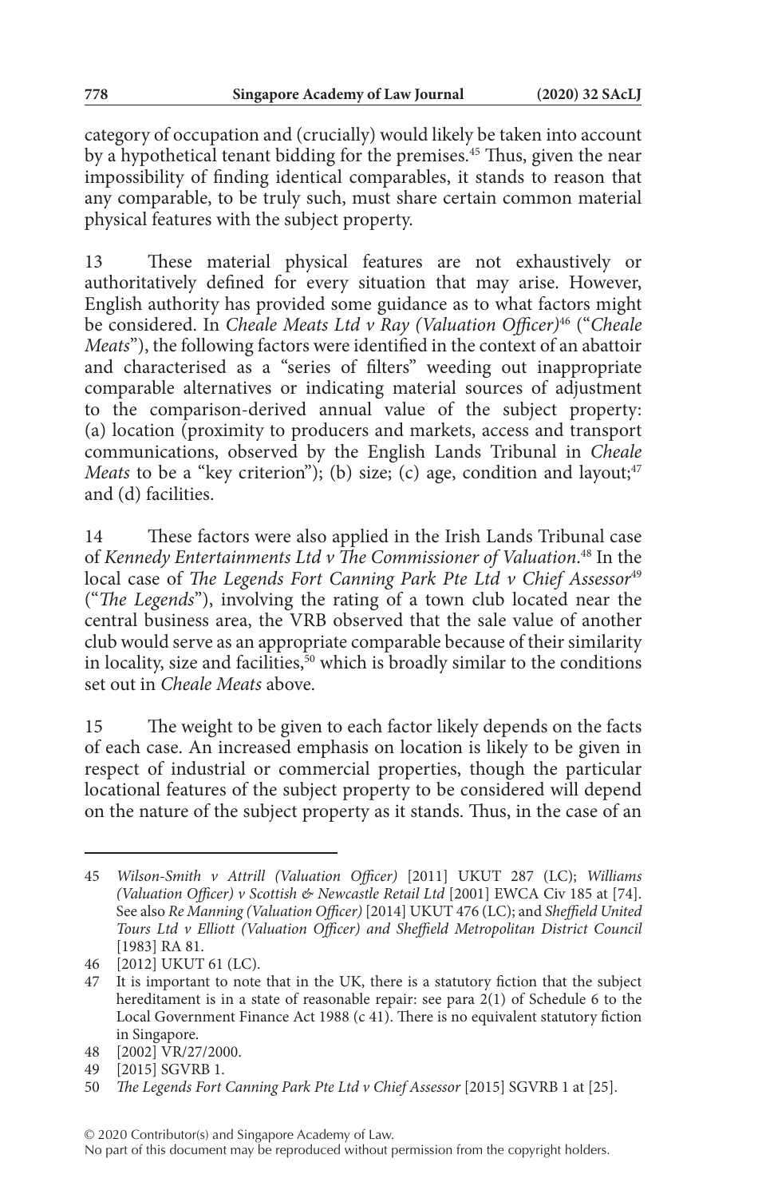category of occupation and (crucially) would likely be taken into account by a hypothetical tenant bidding for the premises.[45] Thus, given the near impossibility of finding identical comparables, it stands to reason that any comparable, to be truly such, must share certain common material physical features with the subject property.

13 These material physical features are not exhaustively or authoritatively defined for every situation that may arise. However, English authority has provided some guidance as to what factors might be considered. In *Cheale Meats Ltd v Ray (Valuation Officer)*[46] ("*Cheale Meats*"), the following factors were identified in the context of an abattoir and characterised as a "series of filters" weeding out inappropriate comparable alternatives or indicating material sources of adjustment to the comparison-derived annual value of the subject property: (a) location (proximity to producers and markets, access and transport communications, observed by the English Lands Tribunal in *Cheale Meats* to be a "key criterion"); (b) size; (c) age, condition and layout;[47] and (d) facilities.

14 These factors were also applied in the Irish Lands Tribunal case of *Kennedy Entertainments Ltd v The Commissioner of Valuation*.[48] In the local case of *The Legends Fort Canning Park Pte Ltd v Chief Assessor*[49] ("*The Legends*"), involving the rating of a town club located near the central business area, the VRB observed that the sale value of another club would serve as an appropriate comparable because of their similarity in locality, size and facilities,[50] which is broadly similar to the conditions set out in *Cheale Meats* above.

15 The weight to be given to each factor likely depends on the facts of each case. An increased emphasis on location is likely to be given in respect of industrial or commercial properties, though the particular locational features of the subject property to be considered will depend on the nature of the subject property as it stands. Thus, in the case of an

---

45 *Wilson-Smith v Attrill (Valuation Officer)* [2011] UKUT 287 (LC); *Williams (Valuation Officer) v Scottish & Newcastle Retail Ltd* [2001] EWCA Civ 185 at [74]. See also *Re Manning (Valuation Officer)* [2014] UKUT 476 (LC); and *Sheffield United Tours Ltd v Elliott (Valuation Officer) and Sheffield Metropolitan District Council* [1983] RA 81.

46 [2012] UKUT 61 (LC).

47 It is important to note that in the UK, there is a statutory fiction that the subject hereditament is in a state of reasonable repair: see para 2(1) of Schedule 6 to the Local Government Finance Act 1988 (c 41). There is no equivalent statutory fiction in Singapore.

48 [2002] VR/27/2000.

49 [2015] SGVRB 1.

50 *The Legends Fort Canning Park Pte Ltd v Chief Assessor* [2015] SGVRB 1 at [25].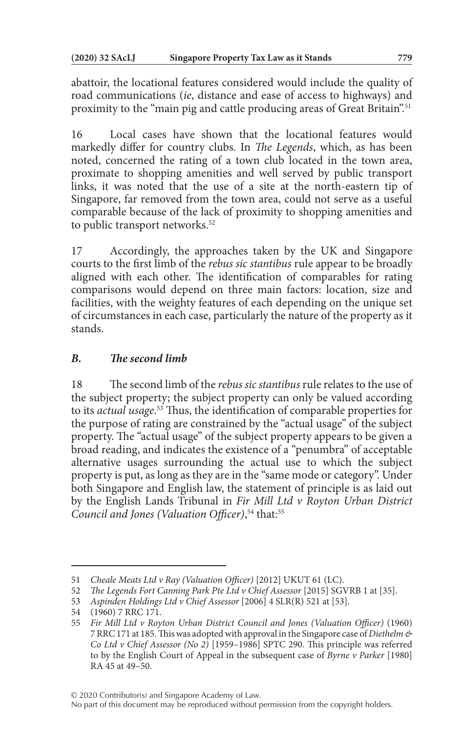abattoir, the locational features considered would include the quality of road communications (*ie*, distance and ease of access to highways) and proximity to the "main pig and cattle producing areas of Great Britain".[51]

16 Local cases have shown that the locational features would markedly differ for country clubs. In *The Legends*, which, as has been noted, concerned the rating of a town club located in the town area, proximate to shopping amenities and well served by public transport links, it was noted that the use of a site at the north-eastern tip of Singapore, far removed from the town area, could not serve as a useful comparable because of the lack of proximity to shopping amenities and to public transport networks.[52]

17 Accordingly, the approaches taken by the UK and Singapore courts to the first limb of the *rebus sic stantibus* rule appear to be broadly aligned with each other. The identification of comparables for rating comparisons would depend on three main factors: location, size and facilities, with the weighty features of each depending on the unique set of circumstances in each case, particularly the nature of the property as it stands.

### *B. The second limb*

18 The second limb of the *rebus sic stantibus* rule relates to the use of the subject property; the subject property can only be valued according to its *actual usage*.[53] Thus, the identification of comparable properties for the purpose of rating are constrained by the "actual usage" of the subject property. The "actual usage" of the subject property appears to be given a broad reading, and indicates the existence of a "penumbra" of acceptable alternative usages surrounding the actual use to which the subject property is put, as long as they are in the "same mode or category". Under both Singapore and English law, the statement of principle is as laid out by the English Lands Tribunal in *Fir Mill Ltd v Royton Urban District Council and Jones (Valuation Officer)*,[54] that:[55]

---

51 *Cheale Meats Ltd v Ray (Valuation Officer)* [2012] UKUT 61 (LC).

52 *The Legends Fort Canning Park Pte Ltd v Chief Assessor* [2015] SGVRB 1 at [35].

53 *Aspinden Holdings Ltd v Chief Assessor* [2006] 4 SLR(R) 521 at [53].

54 (1960) 7 RRC 171.

55 *Fir Mill Ltd v Royton Urban District Council and Jones (Valuation Officer)* (1960) 7 RRC 171 at 185. This was adopted with approval in the Singapore case of *Diethelm & Co Ltd v Chief Assessor (No 2)* [1959–1986] SPTC 290. This principle was referred to by the English Court of Appeal in the subsequent case of *Byrne v Parker* [1980] RA 45 at 49–50.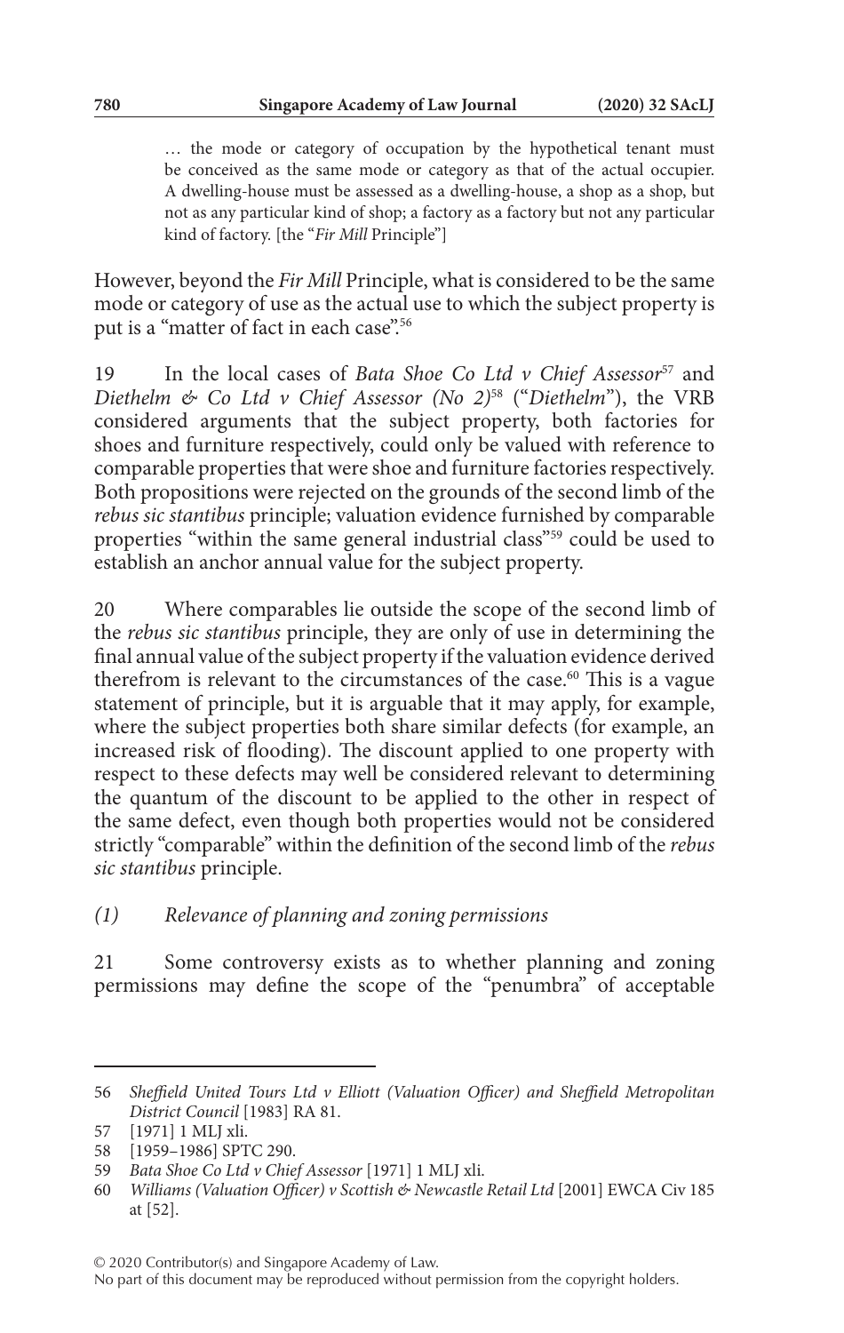> … the mode or category of occupation by the hypothetical tenant must be conceived as the same mode or category as that of the actual occupier. A dwelling-house must be assessed as a dwelling-house, a shop as a shop, but not as any particular kind of shop; a factory as a factory but not any particular kind of factory. [the "*Fir Mill* Principle"]

However, beyond the *Fir Mill* Principle, what is considered to be the same mode or category of use as the actual use to which the subject property is put is a "matter of fact in each case".[56]

19 In the local cases of *Bata Shoe Co Ltd v Chief Assessor*[57] and *Diethelm & Co Ltd v Chief Assessor (No 2)*[58] ("*Diethelm*"), the VRB considered arguments that the subject property, both factories for shoes and furniture respectively, could only be valued with reference to comparable properties that were shoe and furniture factories respectively. Both propositions were rejected on the grounds of the second limb of the *rebus sic stantibus* principle; valuation evidence furnished by comparable properties "within the same general industrial class"[59] could be used to establish an anchor annual value for the subject property.

20 Where comparables lie outside the scope of the second limb of the *rebus sic stantibus* principle, they are only of use in determining the final annual value of the subject property if the valuation evidence derived therefrom is relevant to the circumstances of the case.[60] This is a vague statement of principle, but it is arguable that it may apply, for example, where the subject properties both share similar defects (for example, an increased risk of flooding). The discount applied to one property with respect to these defects may well be considered relevant to determining the quantum of the discount to be applied to the other in respect of the same defect, even though both properties would not be considered strictly "comparable" within the definition of the second limb of the *rebus sic stantibus* principle.

### *(1) Relevance of planning and zoning permissions*

21 Some controversy exists as to whether planning and zoning permissions may define the scope of the "penumbra" of acceptable

---

56 *Sheffield United Tours Ltd v Elliott (Valuation Officer) and Sheffield Metropolitan District Council* [1983] RA 81.

57 [1971] 1 MLJ xli.

58 [1959–1986] SPTC 290.

59 *Bata Shoe Co Ltd v Chief Assessor* [1971] 1 MLJ xli.

60 *Williams (Valuation Officer) v Scottish & Newcastle Retail Ltd* [2001] EWCA Civ 185 at [52].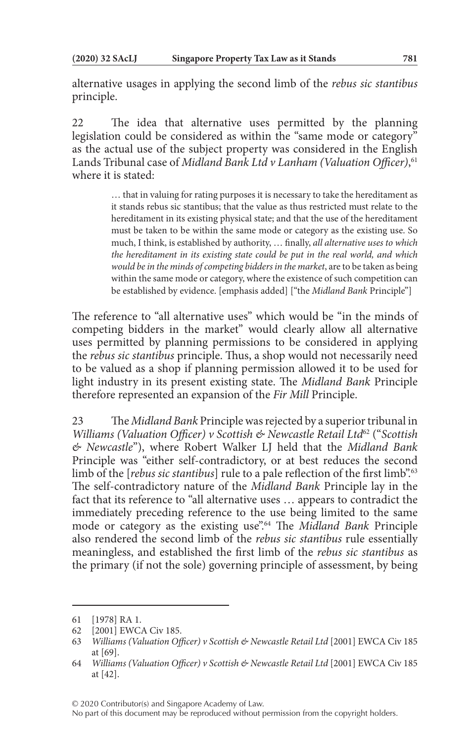alternative usages in applying the second limb of the *rebus sic stantibus* principle.

22 The idea that alternative uses permitted by the planning legislation could be considered as within the "same mode or category" as the actual use of the subject property was considered in the English Lands Tribunal case of *Midland Bank Ltd v Lanham (Valuation Officer)*,[61] where it is stated:

> … that in valuing for rating purposes it is necessary to take the hereditament as it stands rebus sic stantibus; that the value as thus restricted must relate to the hereditament in its existing physical state; and that the use of the hereditament must be taken to be within the same mode or category as the existing use. So much, I think, is established by authority, … finally, *all alternative uses to which the hereditament in its existing state could be put in the real world, and which would be in the minds of competing bidders in the market*, are to be taken as being within the same mode or category, where the existence of such competition can be established by evidence. [emphasis added] ["the *Midland Bank* Principle"]

The reference to "all alternative uses" which would be "in the minds of competing bidders in the market" would clearly allow all alternative uses permitted by planning permissions to be considered in applying the *rebus sic stantibus* principle. Thus, a shop would not necessarily need to be valued as a shop if planning permission allowed it to be used for light industry in its present existing state. The *Midland Bank* Principle therefore represented an expansion of the *Fir Mill* Principle.

23 The *Midland Bank* Principle was rejected by a superior tribunal in *Williams (Valuation Officer) v Scottish & Newcastle Retail Ltd*[62] ("*Scottish & Newcastle*"), where Robert Walker LJ held that the *Midland Bank* Principle was "either self-contradictory, or at best reduces the second limb of the [*rebus sic stantibus*] rule to a pale reflection of the first limb".[63] The self-contradictory nature of the *Midland Bank* Principle lay in the fact that its reference to "all alternative uses … appears to contradict the immediately preceding reference to the use being limited to the same mode or category as the existing use".[64] The *Midland Bank* Principle also rendered the second limb of the *rebus sic stantibus* rule essentially meaningless, and established the first limb of the *rebus sic stantibus* as the primary (if not the sole) governing principle of assessment, by being

---

61 [1978] RA 1.

62 [2001] EWCA Civ 185.

63 *Williams (Valuation Officer) v Scottish & Newcastle Retail Ltd* [2001] EWCA Civ 185 at [69].

64 *Williams (Valuation Officer) v Scottish & Newcastle Retail Ltd* [2001] EWCA Civ 185 at [42].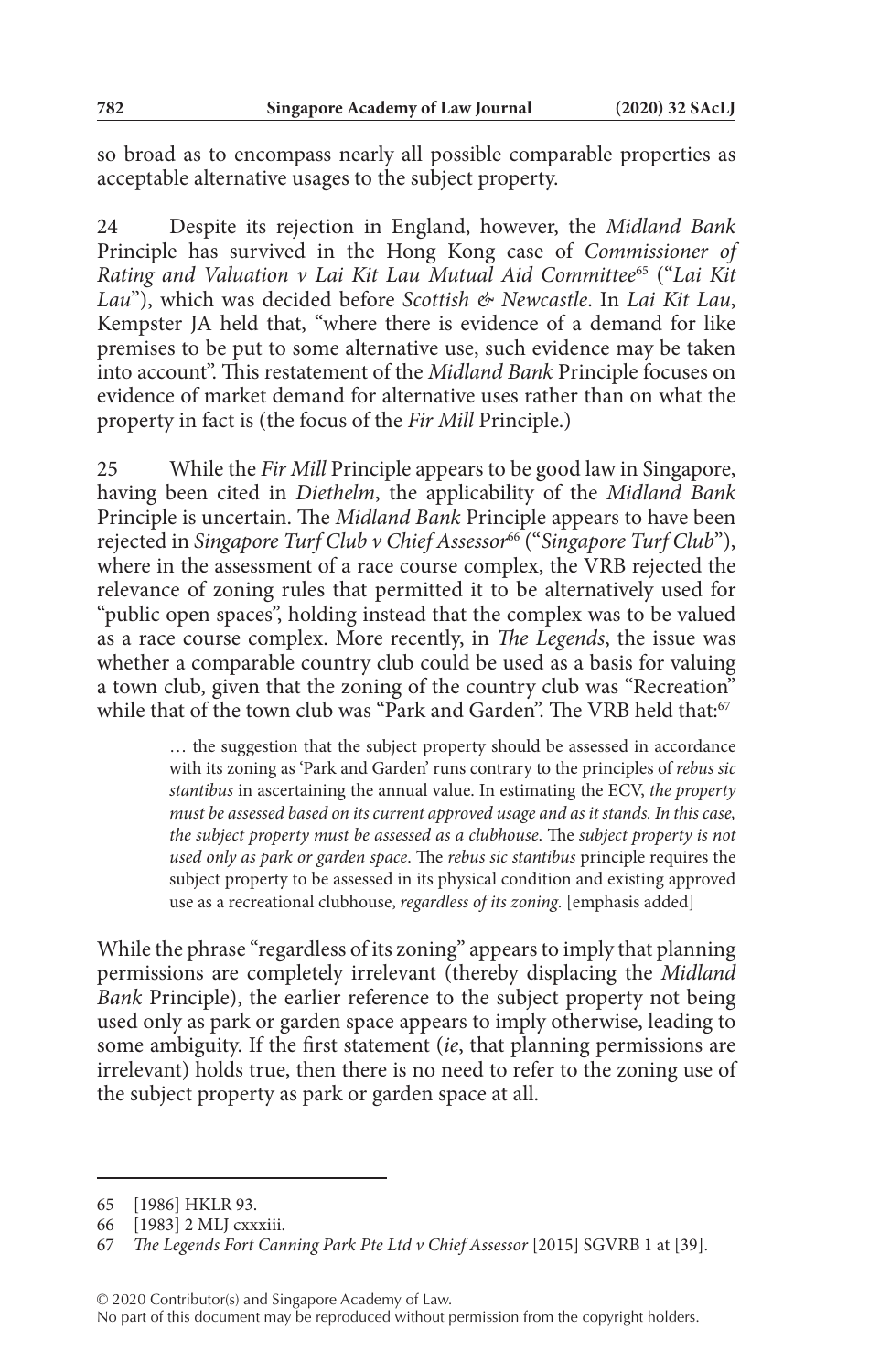so broad as to encompass nearly all possible comparable properties as acceptable alternative usages to the subject property.

24 Despite its rejection in England, however, the *Midland Bank* Principle has survived in the Hong Kong case of *Commissioner of Rating and Valuation v Lai Kit Lau Mutual Aid Committee*[65] ("*Lai Kit Lau*"), which was decided before *Scottish & Newcastle*. In *Lai Kit Lau*, Kempster JA held that, "where there is evidence of a demand for like premises to be put to some alternative use, such evidence may be taken into account". This restatement of the *Midland Bank* Principle focuses on evidence of market demand for alternative uses rather than on what the property in fact is (the focus of the *Fir Mill* Principle.)

25 While the *Fir Mill* Principle appears to be good law in Singapore, having been cited in *Diethelm*, the applicability of the *Midland Bank* Principle is uncertain. The *Midland Bank* Principle appears to have been rejected in *Singapore Turf Club v Chief Assessor*[66] ("*Singapore Turf Club*"), where in the assessment of a race course complex, the VRB rejected the relevance of zoning rules that permitted it to be alternatively used for "public open spaces", holding instead that the complex was to be valued as a race course complex. More recently, in *The Legends*, the issue was whether a comparable country club could be used as a basis for valuing a town club, given that the zoning of the country club was "Recreation" while that of the town club was "Park and Garden". The VRB held that:[67]

> … the suggestion that the subject property should be assessed in accordance with its zoning as 'Park and Garden' runs contrary to the principles of *rebus sic stantibus* in ascertaining the annual value. In estimating the ECV, *the property must be assessed based on its current approved usage and as it stands. In this case, the subject property must be assessed as a clubhouse*. The *subject property is not used only as park or garden space*. The *rebus sic stantibus* principle requires the subject property to be assessed in its physical condition and existing approved use as a recreational clubhouse, *regardless of its zoning*. [emphasis added]

While the phrase "regardless of its zoning" appears to imply that planning permissions are completely irrelevant (thereby displacing the *Midland Bank* Principle), the earlier reference to the subject property not being used only as park or garden space appears to imply otherwise, leading to some ambiguity. If the first statement (*ie*, that planning permissions are irrelevant) holds true, then there is no need to refer to the zoning use of the subject property as park or garden space at all.

---

65 [1986] HKLR 93.

66 [1983] 2 MLJ cxxxiii.

67 *The Legends Fort Canning Park Pte Ltd v Chief Assessor* [2015] SGVRB 1 at [39].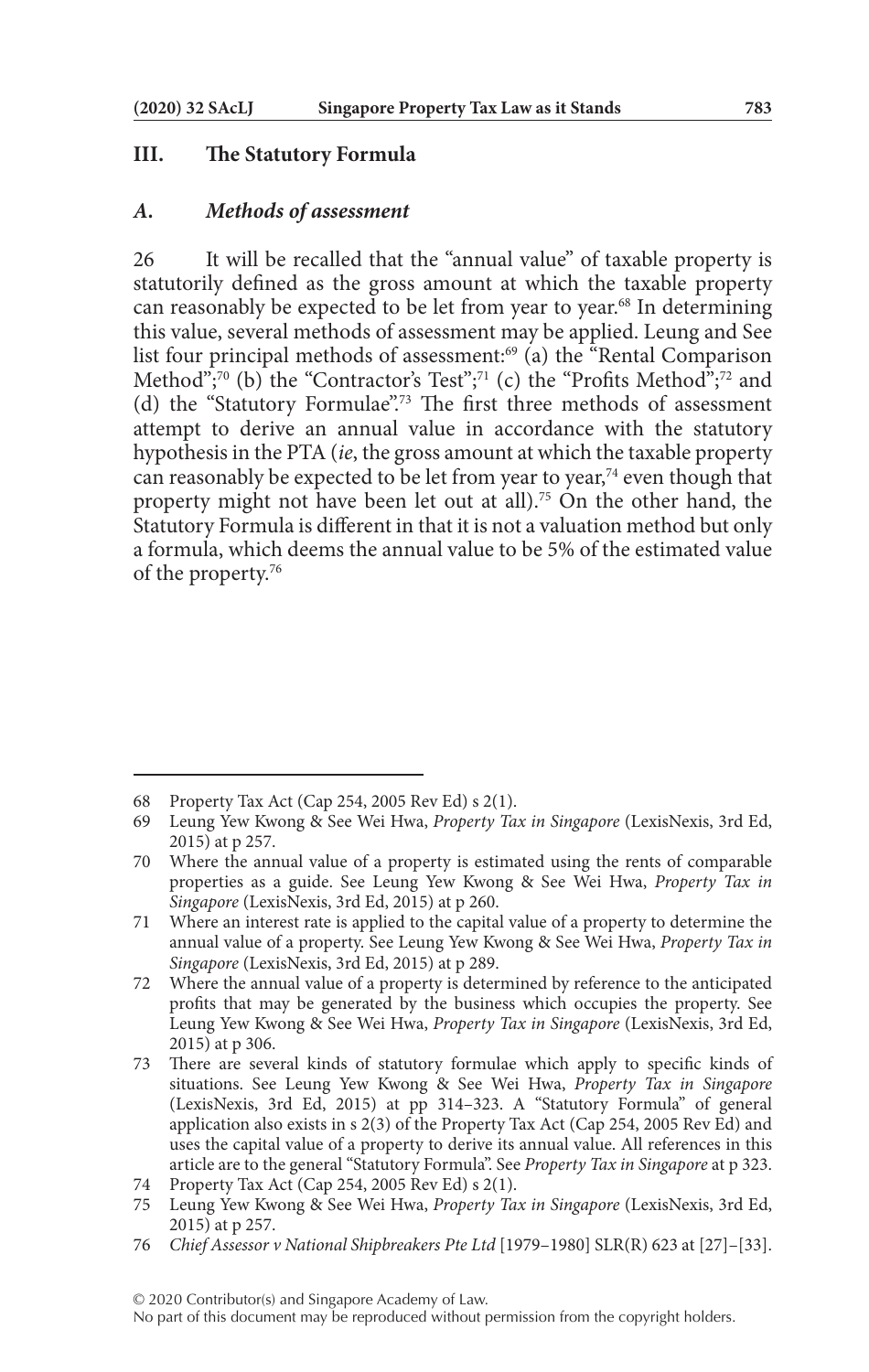## III. The Statutory Formula

### *A. Methods of assessment*

26 It will be recalled that the "annual value" of taxable property is statutorily defined as the gross amount at which the taxable property can reasonably be expected to be let from year to year.[68] In determining this value, several methods of assessment may be applied. Leung and See list four principal methods of assessment:[69] (a) the "Rental Comparison Method";[70] (b) the "Contractor's Test";[71] (c) the "Profits Method";[72] and (d) the "Statutory Formulae".[73] The first three methods of assessment attempt to derive an annual value in accordance with the statutory hypothesis in the PTA (*ie*, the gross amount at which the taxable property can reasonably be expected to be let from year to year,[74] even though that property might not have been let out at all).[75] On the other hand, the Statutory Formula is different in that it is not a valuation method but only a formula, which deems the annual value to be 5% of the estimated value of the property.[76]

---

68 Property Tax Act (Cap 254, 2005 Rev Ed) s 2(1).

69 Leung Yew Kwong & See Wei Hwa, *Property Tax in Singapore* (LexisNexis, 3rd Ed, 2015) at p 257.

70 Where the annual value of a property is estimated using the rents of comparable properties as a guide. See Leung Yew Kwong & See Wei Hwa, *Property Tax in Singapore* (LexisNexis, 3rd Ed, 2015) at p 260.

71 Where an interest rate is applied to the capital value of a property to determine the annual value of a property. See Leung Yew Kwong & See Wei Hwa, *Property Tax in Singapore* (LexisNexis, 3rd Ed, 2015) at p 289.

72 Where the annual value of a property is determined by reference to the anticipated profits that may be generated by the business which occupies the property. See Leung Yew Kwong & See Wei Hwa, *Property Tax in Singapore* (LexisNexis, 3rd Ed, 2015) at p 306.

73 There are several kinds of statutory formulae which apply to specific kinds of situations. See Leung Yew Kwong & See Wei Hwa, *Property Tax in Singapore* (LexisNexis, 3rd Ed, 2015) at pp 314–323. A "Statutory Formula" of general application also exists in s 2(3) of the Property Tax Act (Cap 254, 2005 Rev Ed) and uses the capital value of a property to derive its annual value. All references in this article are to the general "Statutory Formula". See *Property Tax in Singapore* at p 323.

74 Property Tax Act (Cap 254, 2005 Rev Ed) s 2(1).

75 Leung Yew Kwong & See Wei Hwa, *Property Tax in Singapore* (LexisNexis, 3rd Ed, 2015) at p 257.

76 *Chief Assessor v National Shipbreakers Pte Ltd* [1979–1980] SLR(R) 623 at [27]–[33].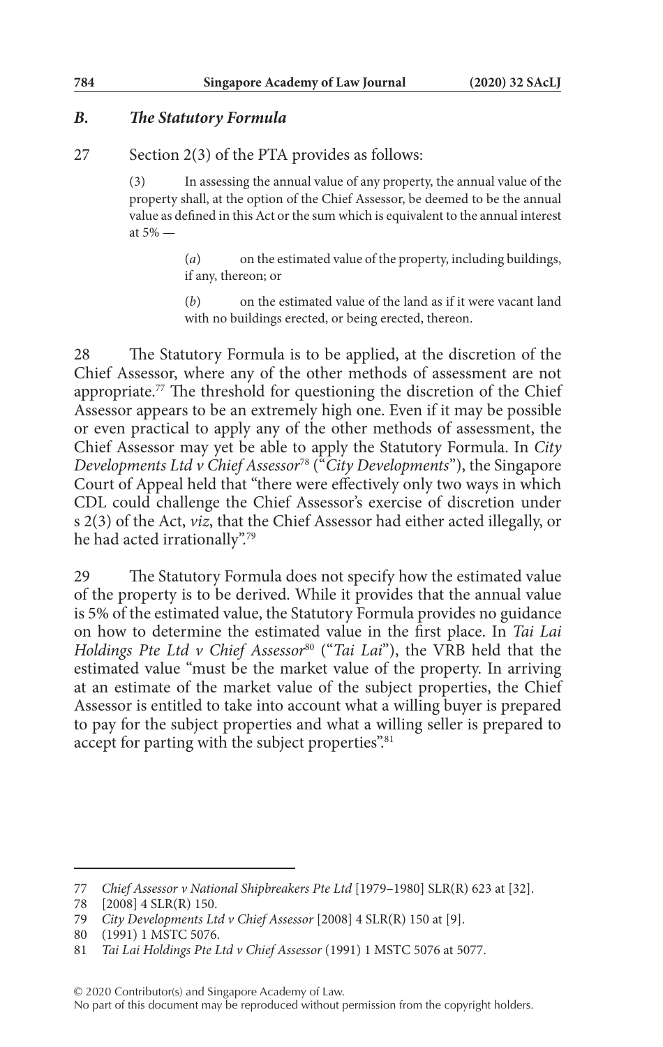### *B. The Statutory Formula*

27 Section 2(3) of the PTA provides as follows:

> (3) In assessing the annual value of any property, the annual value of the property shall, at the option of the Chief Assessor, be deemed to be the annual value as defined in this Act or the sum which is equivalent to the annual interest at 5% —
>
> (*a*) on the estimated value of the property, including buildings, if any, thereon; or
>
> (*b*) on the estimated value of the land as if it were vacant land with no buildings erected, or being erected, thereon.

28 The Statutory Formula is to be applied, at the discretion of the Chief Assessor, where any of the other methods of assessment are not appropriate.[77] The threshold for questioning the discretion of the Chief Assessor appears to be an extremely high one. Even if it may be possible or even practical to apply any of the other methods of assessment, the Chief Assessor may yet be able to apply the Statutory Formula. In *City Developments Ltd v Chief Assessor*[78] ("*City Developments*"), the Singapore Court of Appeal held that "there were effectively only two ways in which CDL could challenge the Chief Assessor's exercise of discretion under s 2(3) of the Act, *viz*, that the Chief Assessor had either acted illegally, or he had acted irrationally".[79]

29 The Statutory Formula does not specify how the estimated value of the property is to be derived. While it provides that the annual value is 5% of the estimated value, the Statutory Formula provides no guidance on how to determine the estimated value in the first place. In *Tai Lai Holdings Pte Ltd v Chief Assessor*[80] ("*Tai Lai*"), the VRB held that the estimated value "must be the market value of the property. In arriving at an estimate of the market value of the subject properties, the Chief Assessor is entitled to take into account what a willing buyer is prepared to pay for the subject properties and what a willing seller is prepared to accept for parting with the subject properties".[81]

---

77 *Chief Assessor v National Shipbreakers Pte Ltd* [1979–1980] SLR(R) 623 at [32].

78 [2008] 4 SLR(R) 150.

79 *City Developments Ltd v Chief Assessor* [2008] 4 SLR(R) 150 at [9].

80 (1991) 1 MSTC 5076.

81 *Tai Lai Holdings Pte Ltd v Chief Assessor* (1991) 1 MSTC 5076 at 5077.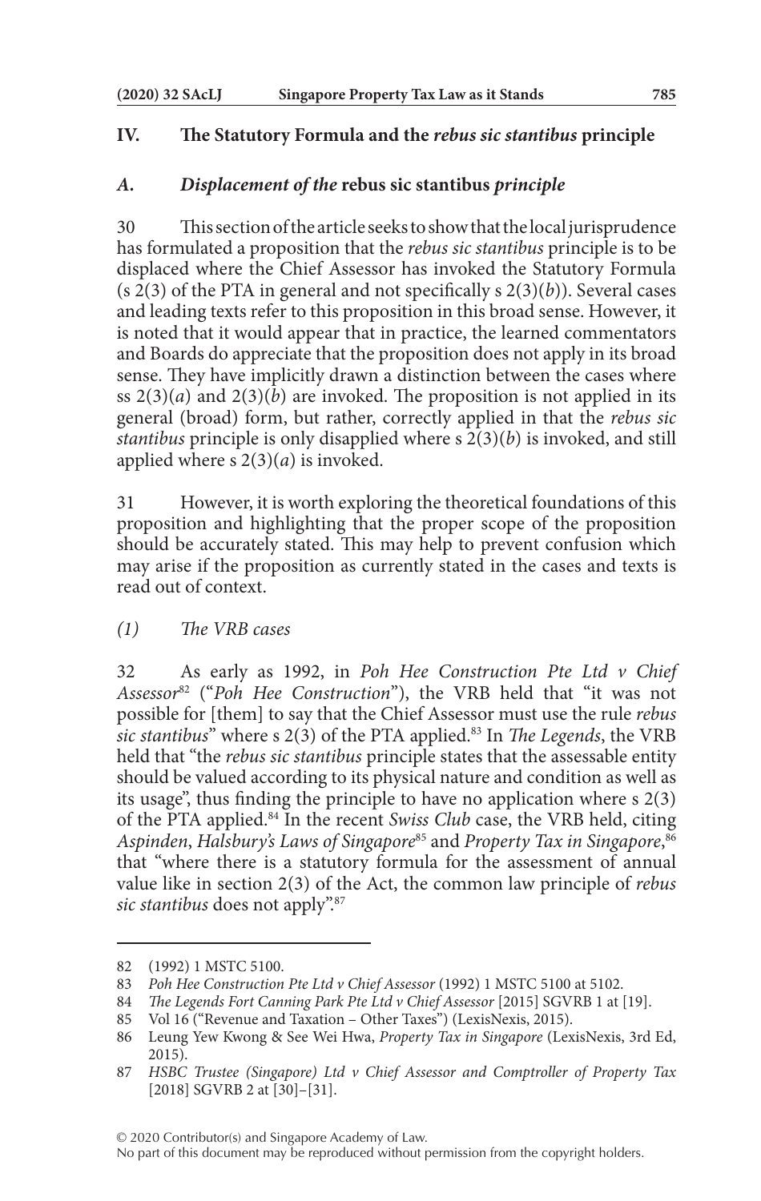## IV. The Statutory Formula and the *rebus sic stantibus* principle

### *A. Displacement of the* rebus sic stantibus *principle*

30 This section of the article seeks to show that the local jurisprudence has formulated a proposition that the *rebus sic stantibus* principle is to be displaced where the Chief Assessor has invoked the Statutory Formula (s 2(3) of the PTA in general and not specifically s 2(3)(*b*)). Several cases and leading texts refer to this proposition in this broad sense. However, it is noted that it would appear that in practice, the learned commentators and Boards do appreciate that the proposition does not apply in its broad sense. They have implicitly drawn a distinction between the cases where ss 2(3)(*a*) and 2(3)(*b*) are invoked. The proposition is not applied in its general (broad) form, but rather, correctly applied in that the *rebus sic stantibus* principle is only disapplied where s 2(3)(*b*) is invoked, and still applied where s 2(3)(*a*) is invoked.

31 However, it is worth exploring the theoretical foundations of this proposition and highlighting that the proper scope of the proposition should be accurately stated. This may help to prevent confusion which may arise if the proposition as currently stated in the cases and texts is read out of context.

#### *(1) The VRB cases*

32 As early as 1992, in *Poh Hee Construction Pte Ltd v Chief Assessor*[82] ("*Poh Hee Construction*"), the VRB held that "it was not possible for [them] to say that the Chief Assessor must use the rule *rebus sic stantibus*" where s 2(3) of the PTA applied.[83] In *The Legends*, the VRB held that "the *rebus sic stantibus* principle states that the assessable entity should be valued according to its physical nature and condition as well as its usage", thus finding the principle to have no application where s 2(3) of the PTA applied.[84] In the recent *Swiss Club* case, the VRB held, citing *Aspinden*, *Halsbury's Laws of Singapore*[85] and *Property Tax in Singapore*,[86] that "where there is a statutory formula for the assessment of annual value like in section 2(3) of the Act, the common law principle of *rebus sic stantibus* does not apply".[87]

---

82 (1992) 1 MSTC 5100.

83 *Poh Hee Construction Pte Ltd v Chief Assessor* (1992) 1 MSTC 5100 at 5102.

84 *The Legends Fort Canning Park Pte Ltd v Chief Assessor* [2015] SGVRB 1 at [19].

85 Vol 16 ("Revenue and Taxation – Other Taxes") (LexisNexis, 2015).

86 Leung Yew Kwong & See Wei Hwa, *Property Tax in Singapore* (LexisNexis, 3rd Ed, 2015).

87 *HSBC Trustee (Singapore) Ltd v Chief Assessor and Comptroller of Property Tax* [2018] SGVRB 2 at [30]–[31].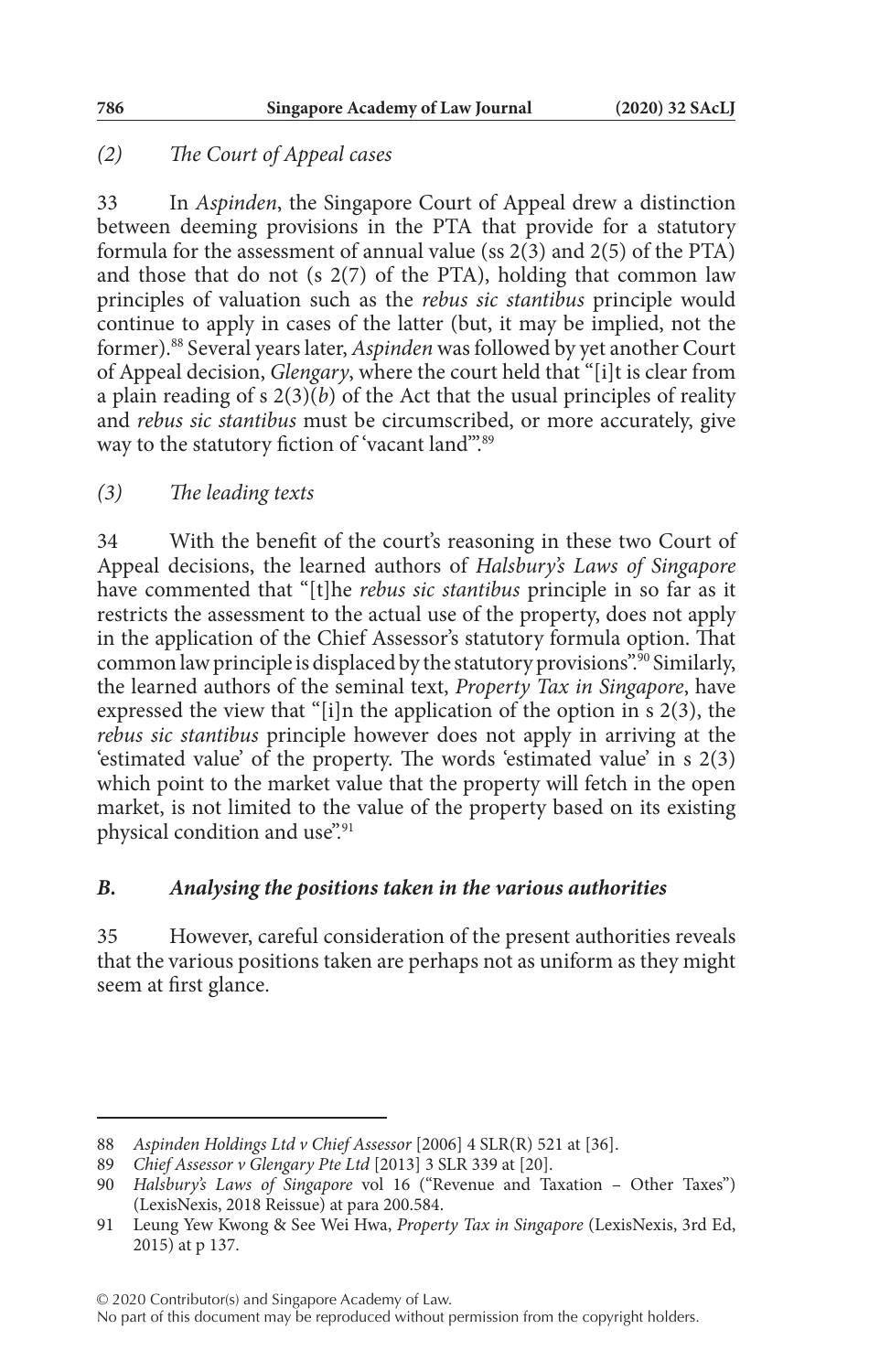*(2) The Court of Appeal cases*

33 In *Aspinden*, the Singapore Court of Appeal drew a distinction between deeming provisions in the PTA that provide for a statutory formula for the assessment of annual value (ss 2(3) and 2(5) of the PTA) and those that do not (s 2(7) of the PTA), holding that common law principles of valuation such as the *rebus sic stantibus* principle would continue to apply in cases of the latter (but, it may be implied, not the former).[88] Several years later, *Aspinden* was followed by yet another Court of Appeal decision, *Glengary*, where the court held that "[i]t is clear from a plain reading of s 2(3)(*b*) of the Act that the usual principles of reality and *rebus sic stantibus* must be circumscribed, or more accurately, give way to the statutory fiction of 'vacant land'".[89]

*(3) The leading texts*

34 With the benefit of the court's reasoning in these two Court of Appeal decisions, the learned authors of *Halsbury's Laws of Singapore* have commented that "[t]he *rebus sic stantibus* principle in so far as it restricts the assessment to the actual use of the property, does not apply in the application of the Chief Assessor's statutory formula option. That common law principle is displaced by the statutory provisions".[90] Similarly, the learned authors of the seminal text, *Property Tax in Singapore*, have expressed the view that "[i]n the application of the option in s 2(3), the *rebus sic stantibus* principle however does not apply in arriving at the 'estimated value' of the property. The words 'estimated value' in s 2(3) which point to the market value that the property will fetch in the open market, is not limited to the value of the property based on its existing physical condition and use".[91]

### *B. Analysing the positions taken in the various authorities*

35 However, careful consideration of the present authorities reveals that the various positions taken are perhaps not as uniform as they might seem at first glance.

---

88 *Aspinden Holdings Ltd v Chief Assessor* [2006] 4 SLR(R) 521 at [36].

89 *Chief Assessor v Glengary Pte Ltd* [2013] 3 SLR 339 at [20].

90 *Halsbury's Laws of Singapore* vol 16 ("Revenue and Taxation – Other Taxes") (LexisNexis, 2018 Reissue) at para 200.584.

91 Leung Yew Kwong & See Wei Hwa, *Property Tax in Singapore* (LexisNexis, 3rd Ed, 2015) at p 137.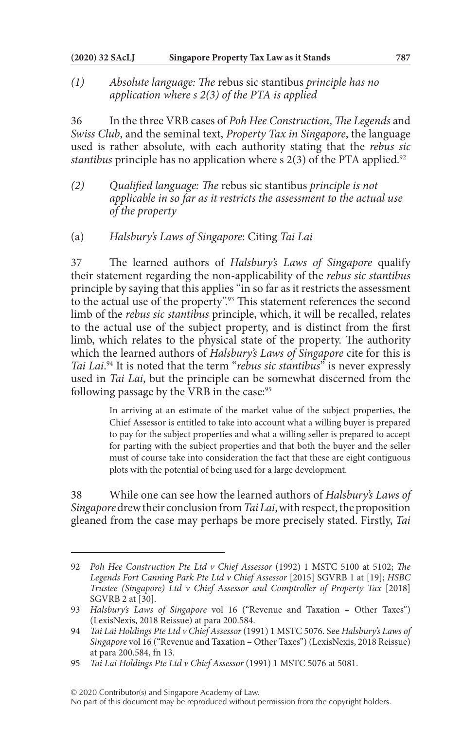*(1) Absolute language: The* rebus sic stantibus *principle has no application where s 2(3) of the PTA is applied*

36 In the three VRB cases of *Poh Hee Construction*, *The Legends* and *Swiss Club*, and the seminal text, *Property Tax in Singapore*, the language used is rather absolute, with each authority stating that the *rebus sic stantibus* principle has no application where s 2(3) of the PTA applied.[92]

*(2) Qualified language: The* rebus sic stantibus *principle is not applicable in so far as it restricts the assessment to the actual use of the property*

(a) *Halsbury's Laws of Singapore*: Citing *Tai Lai*

37 The learned authors of *Halsbury's Laws of Singapore* qualify their statement regarding the non-applicability of the *rebus sic stantibus* principle by saying that this applies "in so far as it restricts the assessment to the actual use of the property".[93] This statement references the second limb of the *rebus sic stantibus* principle, which, it will be recalled, relates to the actual use of the subject property, and is distinct from the first limb, which relates to the physical state of the property. The authority which the learned authors of *Halsbury's Laws of Singapore* cite for this is *Tai Lai*.[94] It is noted that the term "*rebus sic stantibus*" is never expressly used in *Tai Lai*, but the principle can be somewhat discerned from the following passage by the VRB in the case:[95]

> In arriving at an estimate of the market value of the subject properties, the Chief Assessor is entitled to take into account what a willing buyer is prepared to pay for the subject properties and what a willing seller is prepared to accept for parting with the subject properties and that both the buyer and the seller must of course take into consideration the fact that these are eight contiguous plots with the potential of being used for a large development.

38 While one can see how the learned authors of *Halsbury's Laws of Singapore* drew their conclusion from *Tai Lai*, with respect, the proposition gleaned from the case may perhaps be more precisely stated. Firstly, *Tai*

---

92 *Poh Hee Construction Pte Ltd v Chief Assessor* (1992) 1 MSTC 5100 at 5102; *The Legends Fort Canning Park Pte Ltd v Chief Assessor* [2015] SGVRB 1 at [19]; *HSBC Trustee (Singapore) Ltd v Chief Assessor and Comptroller of Property Tax* [2018] SGVRB 2 at [30].

93 *Halsbury's Laws of Singapore* vol 16 ("Revenue and Taxation – Other Taxes") (LexisNexis, 2018 Reissue) at para 200.584.

94 *Tai Lai Holdings Pte Ltd v Chief Assessor* (1991) 1 MSTC 5076. See *Halsbury's Laws of Singapore* vol 16 ("Revenue and Taxation – Other Taxes") (LexisNexis, 2018 Reissue) at para 200.584, fn 13.

95 *Tai Lai Holdings Pte Ltd v Chief Assessor* (1991) 1 MSTC 5076 at 5081.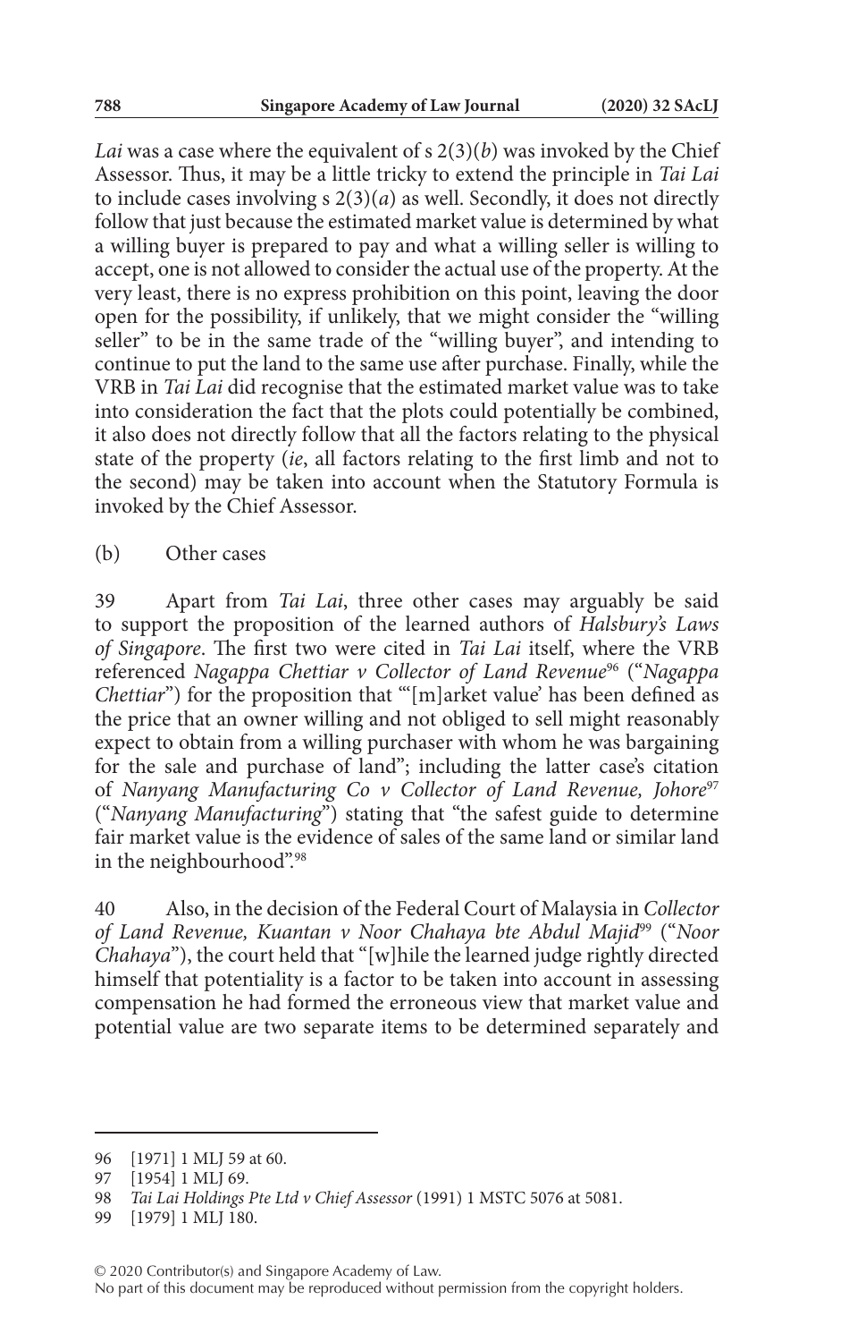*Lai* was a case where the equivalent of s 2(3)(*b*) was invoked by the Chief Assessor. Thus, it may be a little tricky to extend the principle in *Tai Lai* to include cases involving s 2(3)(*a*) as well. Secondly, it does not directly follow that just because the estimated market value is determined by what a willing buyer is prepared to pay and what a willing seller is willing to accept, one is not allowed to consider the actual use of the property. At the very least, there is no express prohibition on this point, leaving the door open for the possibility, if unlikely, that we might consider the "willing seller" to be in the same trade of the "willing buyer", and intending to continue to put the land to the same use after purchase. Finally, while the VRB in *Tai Lai* did recognise that the estimated market value was to take into consideration the fact that the plots could potentially be combined, it also does not directly follow that all the factors relating to the physical state of the property (*ie*, all factors relating to the first limb and not to the second) may be taken into account when the Statutory Formula is invoked by the Chief Assessor.

(b) Other cases

39 Apart from *Tai Lai*, three other cases may arguably be said to support the proposition of the learned authors of *Halsbury's Laws of Singapore*. The first two were cited in *Tai Lai* itself, where the VRB referenced *Nagappa Chettiar v Collector of Land Revenue*[96] ("*Nagappa Chettiar*") for the proposition that "'[m]arket value' has been defined as the price that an owner willing and not obliged to sell might reasonably expect to obtain from a willing purchaser with whom he was bargaining for the sale and purchase of land"; including the latter case's citation of *Nanyang Manufacturing Co v Collector of Land Revenue, Johore*[97] ("*Nanyang Manufacturing*") stating that "the safest guide to determine fair market value is the evidence of sales of the same land or similar land in the neighbourhood".[98]

40 Also, in the decision of the Federal Court of Malaysia in *Collector of Land Revenue, Kuantan v Noor Chahaya bte Abdul Majid*[99] ("*Noor Chahaya*"), the court held that "[w]hile the learned judge rightly directed himself that potentiality is a factor to be taken into account in assessing compensation he had formed the erroneous view that market value and potential value are two separate items to be determined separately and

---

96 [1971] 1 MLJ 59 at 60.

97 [1954] 1 MLJ 69.

98 *Tai Lai Holdings Pte Ltd v Chief Assessor* (1991) 1 MSTC 5076 at 5081.

99 [1979] 1 MLJ 180.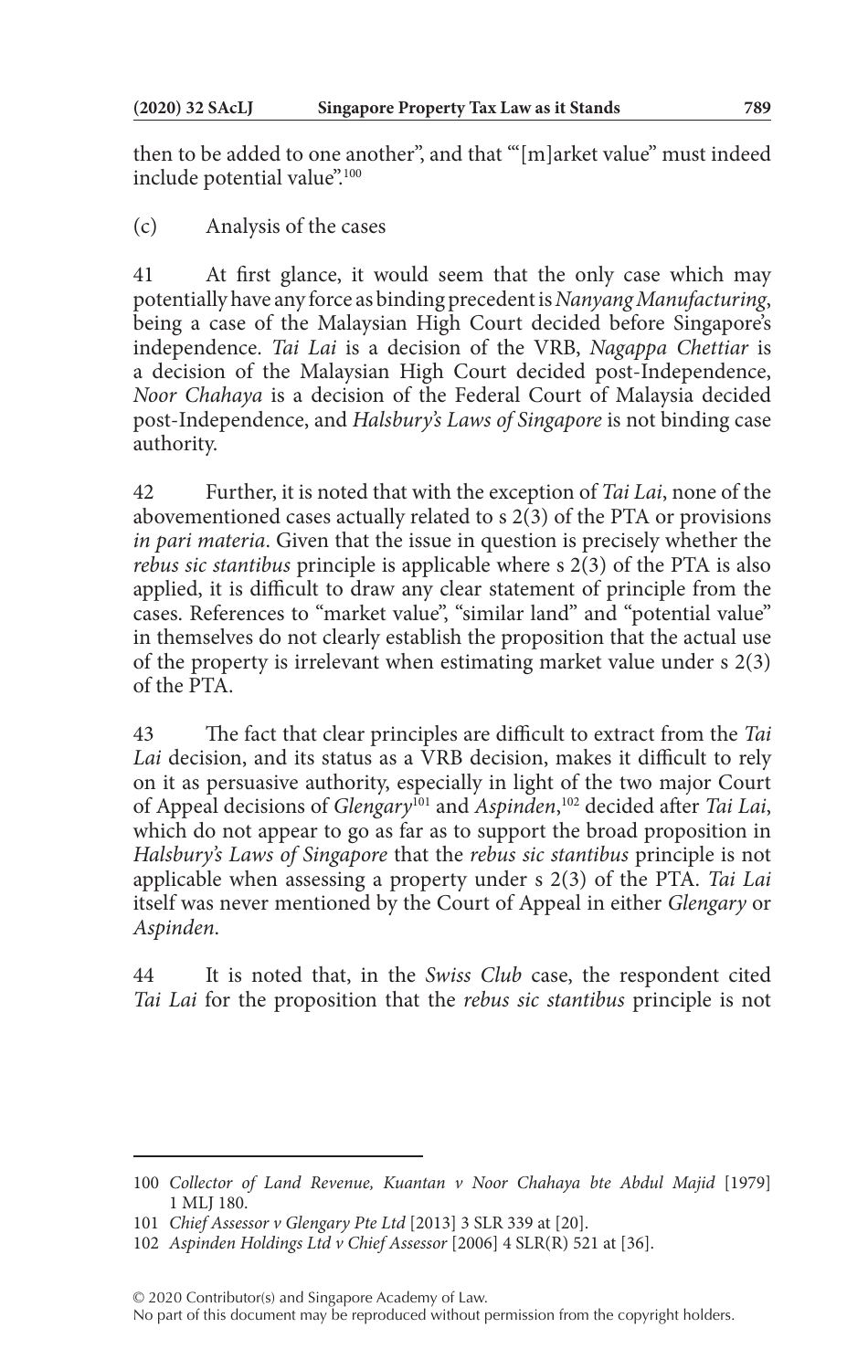then to be added to one another", and that "'[m]arket value" must indeed include potential value".[100]

(c) Analysis of the cases

41 At first glance, it would seem that the only case which may potentially have any force as binding precedent is *Nanyang Manufacturing*, being a case of the Malaysian High Court decided before Singapore's independence. *Tai Lai* is a decision of the VRB, *Nagappa Chettiar* is a decision of the Malaysian High Court decided post-Independence, *Noor Chahaya* is a decision of the Federal Court of Malaysia decided post-Independence, and *Halsbury's Laws of Singapore* is not binding case authority.

42 Further, it is noted that with the exception of *Tai Lai*, none of the abovementioned cases actually related to s 2(3) of the PTA or provisions *in pari materia*. Given that the issue in question is precisely whether the *rebus sic stantibus* principle is applicable where s 2(3) of the PTA is also applied, it is difficult to draw any clear statement of principle from the cases. References to "market value", "similar land" and "potential value" in themselves do not clearly establish the proposition that the actual use of the property is irrelevant when estimating market value under s 2(3) of the PTA.

43 The fact that clear principles are difficult to extract from the *Tai Lai* decision, and its status as a VRB decision, makes it difficult to rely on it as persuasive authority, especially in light of the two major Court of Appeal decisions of *Glengary*[101] and *Aspinden*,[102] decided after *Tai Lai*, which do not appear to go as far as to support the broad proposition in *Halsbury's Laws of Singapore* that the *rebus sic stantibus* principle is not applicable when assessing a property under s 2(3) of the PTA. *Tai Lai* itself was never mentioned by the Court of Appeal in either *Glengary* or *Aspinden*.

44 It is noted that, in the *Swiss Club* case, the respondent cited *Tai Lai* for the proposition that the *rebus sic stantibus* principle is not

---

100 *Collector of Land Revenue, Kuantan v Noor Chahaya bte Abdul Majid* [1979] 1 MLJ 180.

101 *Chief Assessor v Glengary Pte Ltd* [2013] 3 SLR 339 at [20].

102 *Aspinden Holdings Ltd v Chief Assessor* [2006] 4 SLR(R) 521 at [36].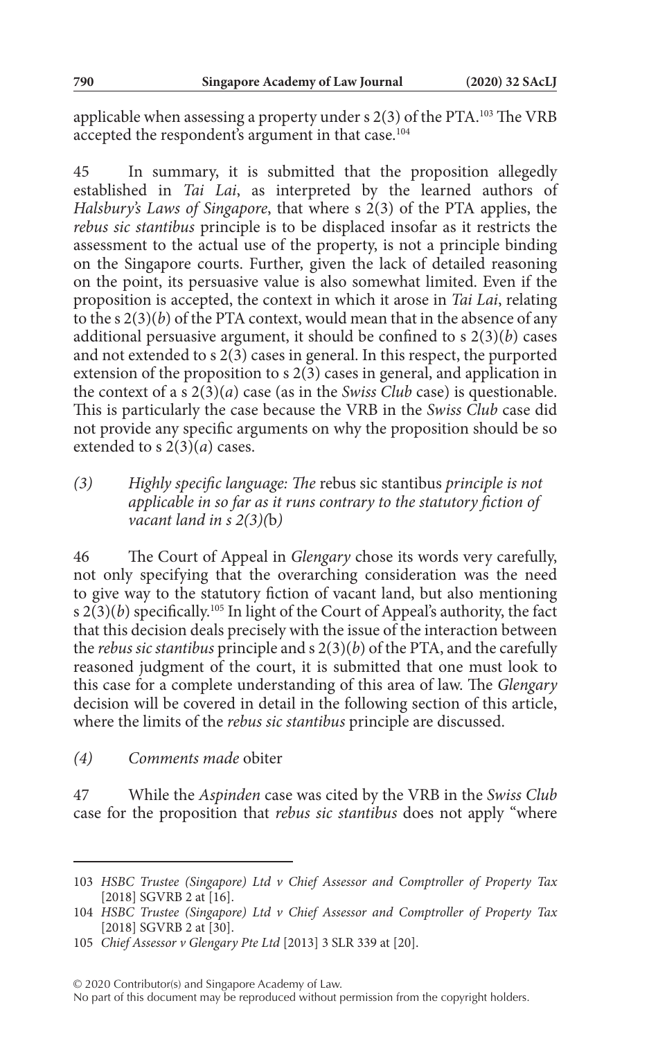applicable when assessing a property under s 2(3) of the PTA.[103] The VRB accepted the respondent's argument in that case.[104]

45 In summary, it is submitted that the proposition allegedly established in *Tai Lai*, as interpreted by the learned authors of *Halsbury's Laws of Singapore*, that where s 2(3) of the PTA applies, the *rebus sic stantibus* principle is to be displaced insofar as it restricts the assessment to the actual use of the property, is not a principle binding on the Singapore courts. Further, given the lack of detailed reasoning on the point, its persuasive value is also somewhat limited. Even if the proposition is accepted, the context in which it arose in *Tai Lai*, relating to the s 2(3)(*b*) of the PTA context, would mean that in the absence of any additional persuasive argument, it should be confined to s 2(3)(*b*) cases and not extended to s 2(3) cases in general. In this respect, the purported extension of the proposition to s 2(3) cases in general, and application in the context of a s 2(3)(*a*) case (as in the *Swiss Club* case) is questionable. This is particularly the case because the VRB in the *Swiss Club* case did not provide any specific arguments on why the proposition should be so extended to s 2(3)(*a*) cases.

### *(3) Highly specific language: The* rebus sic stantibus *principle is not applicable in so far as it runs contrary to the statutory fiction of vacant land in s 2(3)(*b*)*

46 The Court of Appeal in *Glengary* chose its words very carefully, not only specifying that the overarching consideration was the need to give way to the statutory fiction of vacant land, but also mentioning s 2(3)(*b*) specifically.[105] In light of the Court of Appeal's authority, the fact that this decision deals precisely with the issue of the interaction between the *rebus sic stantibus* principle and s 2(3)(*b*) of the PTA, and the carefully reasoned judgment of the court, it is submitted that one must look to this case for a complete understanding of this area of law. The *Glengary* decision will be covered in detail in the following section of this article, where the limits of the *rebus sic stantibus* principle are discussed.

### *(4) Comments made* obiter

47 While the *Aspinden* case was cited by the VRB in the *Swiss Club* case for the proposition that *rebus sic stantibus* does not apply "where

---

103 *HSBC Trustee (Singapore) Ltd v Chief Assessor and Comptroller of Property Tax* [2018] SGVRB 2 at [16].

104 *HSBC Trustee (Singapore) Ltd v Chief Assessor and Comptroller of Property Tax* [2018] SGVRB 2 at [30].

105 *Chief Assessor v Glengary Pte Ltd* [2013] 3 SLR 339 at [20].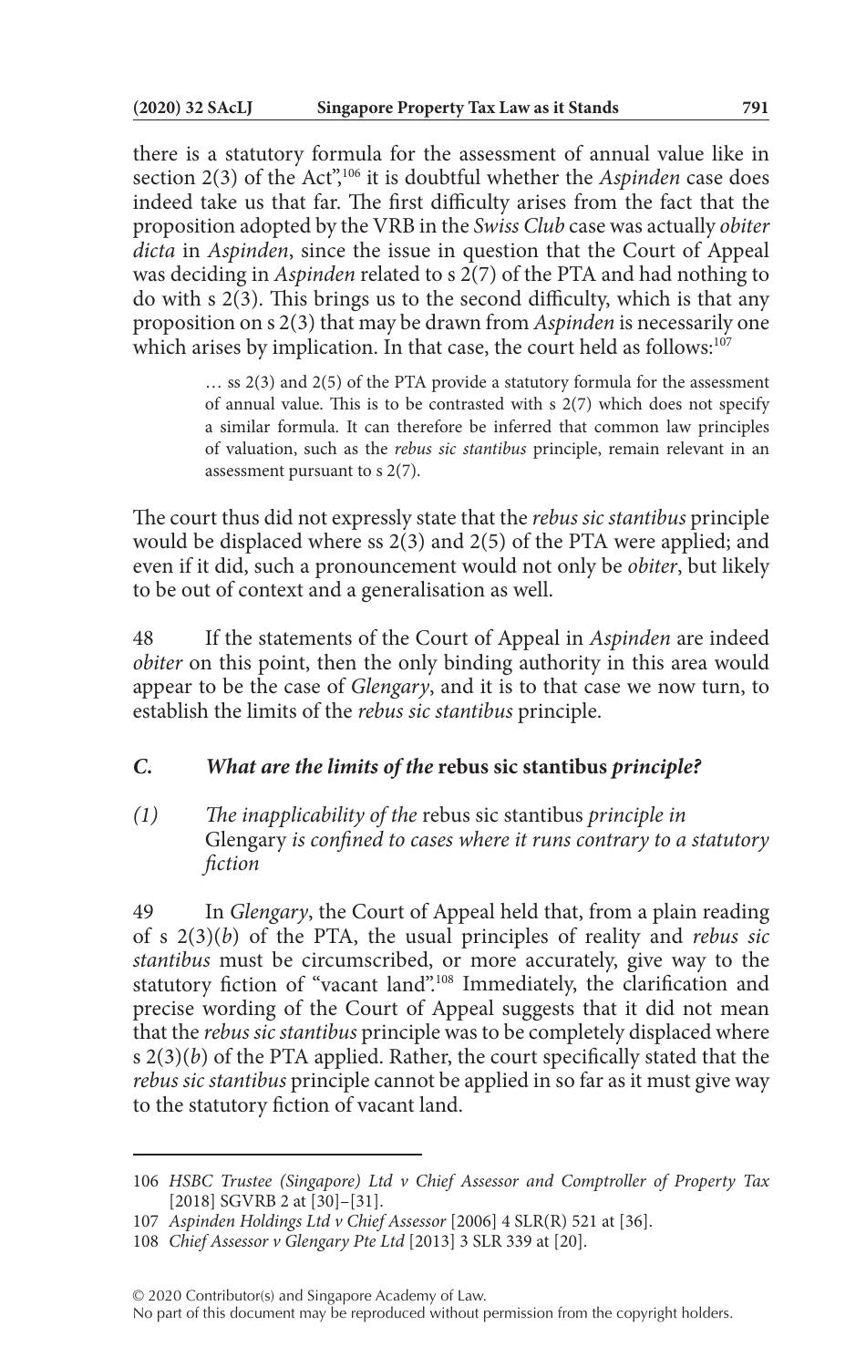there is a statutory formula for the assessment of annual value like in section 2(3) of the Act",[106] it is doubtful whether the *Aspinden* case does indeed take us that far. The first difficulty arises from the fact that the proposition adopted by the VRB in the *Swiss Club* case was actually *obiter dicta* in *Aspinden*, since the issue in question that the Court of Appeal was deciding in *Aspinden* related to s 2(7) of the PTA and had nothing to do with s 2(3). This brings us to the second difficulty, which is that any proposition on s 2(3) that may be drawn from *Aspinden* is necessarily one which arises by implication. In that case, the court held as follows:[107]

> … ss 2(3) and 2(5) of the PTA provide a statutory formula for the assessment of annual value. This is to be contrasted with s 2(7) which does not specify a similar formula. It can therefore be inferred that common law principles of valuation, such as the *rebus sic stantibus* principle, remain relevant in an assessment pursuant to s 2(7).

The court thus did not expressly state that the *rebus sic stantibus* principle would be displaced where ss 2(3) and 2(5) of the PTA were applied; and even if it did, such a pronouncement would not only be *obiter*, but likely to be out of context and a generalisation as well.

48 If the statements of the Court of Appeal in *Aspinden* are indeed *obiter* on this point, then the only binding authority in this area would appear to be the case of *Glengary*, and it is to that case we now turn, to establish the limits of the *rebus sic stantibus* principle.

## *C. What are the limits of the* rebus sic stantibus *principle?*

### *(1) The inapplicability of the* rebus sic stantibus *principle in* Glengary *is confined to cases where it runs contrary to a statutory fiction*

49 In *Glengary*, the Court of Appeal held that, from a plain reading of s 2(3)(*b*) of the PTA, the usual principles of reality and *rebus sic stantibus* must be circumscribed, or more accurately, give way to the statutory fiction of "vacant land".[108] Immediately, the clarification and precise wording of the Court of Appeal suggests that it did not mean that the *rebus sic stantibus* principle was to be completely displaced where s 2(3)(*b*) of the PTA applied. Rather, the court specifically stated that the *rebus sic stantibus* principle cannot be applied in so far as it must give way to the statutory fiction of vacant land.

---

106 *HSBC Trustee (Singapore) Ltd v Chief Assessor and Comptroller of Property Tax* [2018] SGVRB 2 at [30]–[31].

107 *Aspinden Holdings Ltd v Chief Assessor* [2006] 4 SLR(R) 521 at [36].

108 *Chief Assessor v Glengary Pte Ltd* [2013] 3 SLR 339 at [20].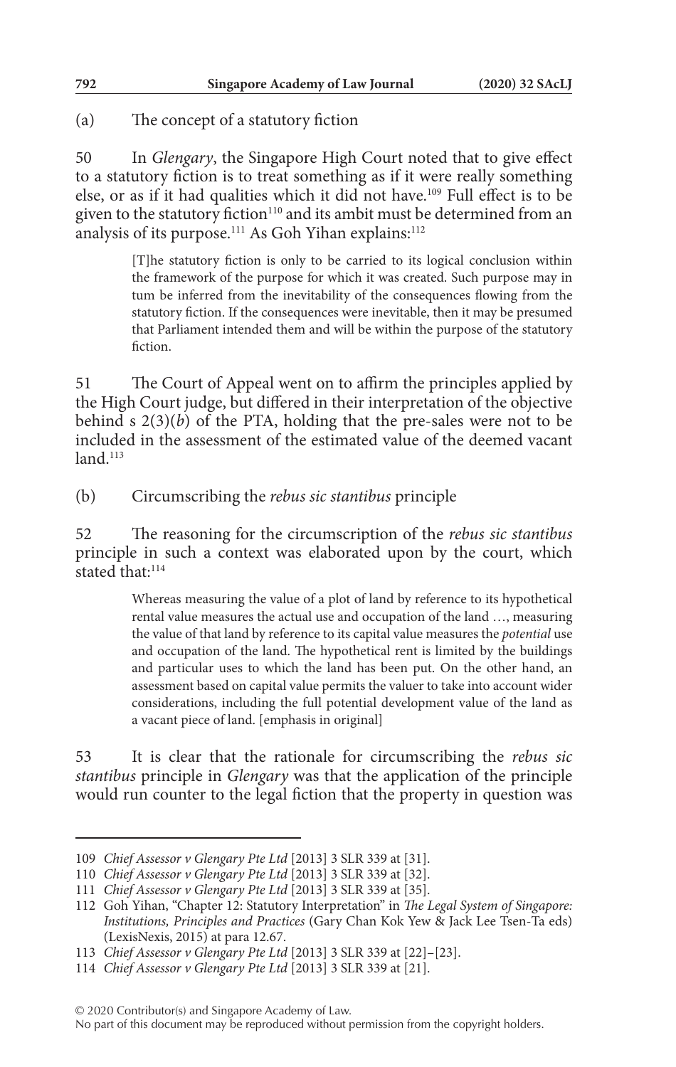(a) The concept of a statutory fiction

50 In *Glengary*, the Singapore High Court noted that to give effect to a statutory fiction is to treat something as if it were really something else, or as if it had qualities which it did not have.[109] Full effect is to be given to the statutory fiction[110] and its ambit must be determined from an analysis of its purpose.[111] As Goh Yihan explains:[112]

> [T]he statutory fiction is only to be carried to its logical conclusion within the framework of the purpose for which it was created. Such purpose may in tum be inferred from the inevitability of the consequences flowing from the statutory fiction. If the consequences were inevitable, then it may be presumed that Parliament intended them and will be within the purpose of the statutory fiction.

51 The Court of Appeal went on to affirm the principles applied by the High Court judge, but differed in their interpretation of the objective behind s 2(3)(*b*) of the PTA, holding that the pre-sales were not to be included in the assessment of the estimated value of the deemed vacant land.[113]

(b) Circumscribing the *rebus sic stantibus* principle

52 The reasoning for the circumscription of the *rebus sic stantibus* principle in such a context was elaborated upon by the court, which stated that:[114]

> Whereas measuring the value of a plot of land by reference to its hypothetical rental value measures the actual use and occupation of the land …, measuring the value of that land by reference to its capital value measures the *potential* use and occupation of the land. The hypothetical rent is limited by the buildings and particular uses to which the land has been put. On the other hand, an assessment based on capital value permits the valuer to take into account wider considerations, including the full potential development value of the land as a vacant piece of land. [emphasis in original]

53 It is clear that the rationale for circumscribing the *rebus sic stantibus* principle in *Glengary* was that the application of the principle would run counter to the legal fiction that the property in question was

---

109 *Chief Assessor v Glengary Pte Ltd* [2013] 3 SLR 339 at [31].

110 *Chief Assessor v Glengary Pte Ltd* [2013] 3 SLR 339 at [32].

111 *Chief Assessor v Glengary Pte Ltd* [2013] 3 SLR 339 at [35].

112 Goh Yihan, "Chapter 12: Statutory Interpretation" in *The Legal System of Singapore: Institutions, Principles and Practices* (Gary Chan Kok Yew & Jack Lee Tsen-Ta eds) (LexisNexis, 2015) at para 12.67.

113 *Chief Assessor v Glengary Pte Ltd* [2013] 3 SLR 339 at [22]–[23].

114 *Chief Assessor v Glengary Pte Ltd* [2013] 3 SLR 339 at [21].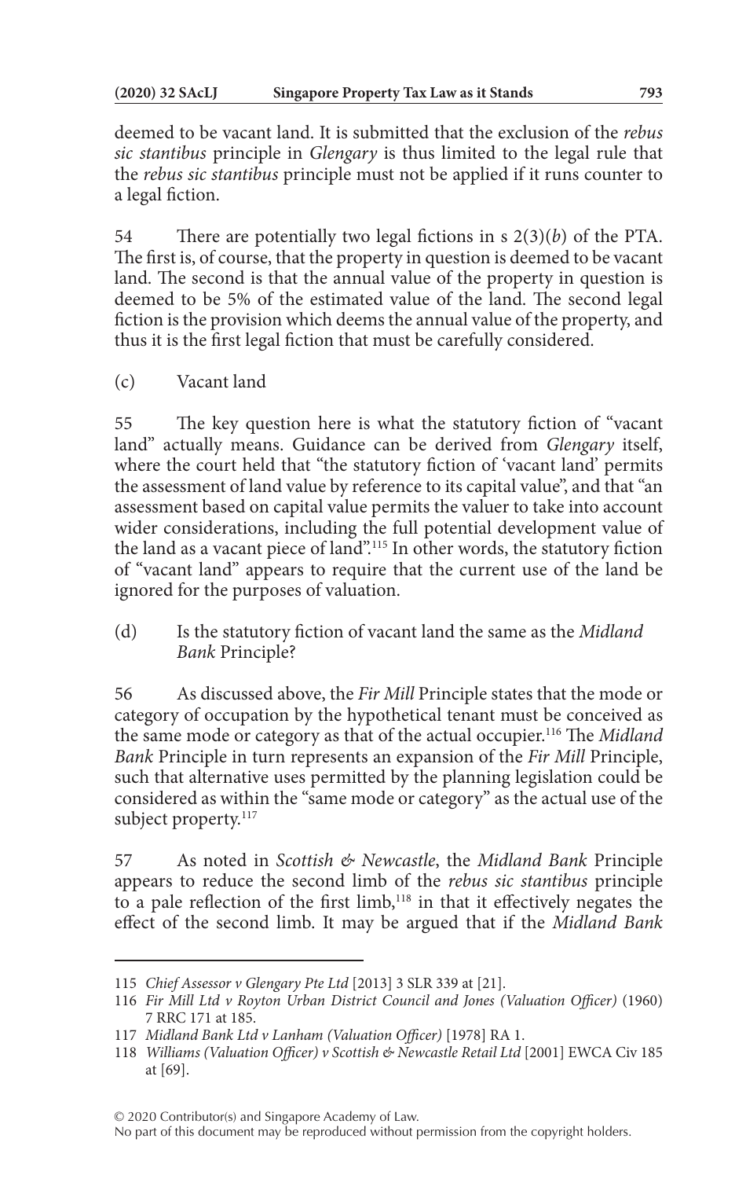deemed to be vacant land. It is submitted that the exclusion of the *rebus sic stantibus* principle in *Glengary* is thus limited to the legal rule that the *rebus sic stantibus* principle must not be applied if it runs counter to a legal fiction.

54 There are potentially two legal fictions in s 2(3)(*b*) of the PTA. The first is, of course, that the property in question is deemed to be vacant land. The second is that the annual value of the property in question is deemed to be 5% of the estimated value of the land. The second legal fiction is the provision which deems the annual value of the property, and thus it is the first legal fiction that must be carefully considered.

(c) Vacant land

55 The key question here is what the statutory fiction of "vacant land" actually means. Guidance can be derived from *Glengary* itself, where the court held that "the statutory fiction of 'vacant land' permits the assessment of land value by reference to its capital value", and that "an assessment based on capital value permits the valuer to take into account wider considerations, including the full potential development value of the land as a vacant piece of land".[115] In other words, the statutory fiction of "vacant land" appears to require that the current use of the land be ignored for the purposes of valuation.

(d) Is the statutory fiction of vacant land the same as the *Midland Bank* Principle?

56 As discussed above, the *Fir Mill* Principle states that the mode or category of occupation by the hypothetical tenant must be conceived as the same mode or category as that of the actual occupier.[116] The *Midland Bank* Principle in turn represents an expansion of the *Fir Mill* Principle, such that alternative uses permitted by the planning legislation could be considered as within the "same mode or category" as the actual use of the subject property.[117]

57 As noted in *Scottish & Newcastle*, the *Midland Bank* Principle appears to reduce the second limb of the *rebus sic stantibus* principle to a pale reflection of the first limb,[118] in that it effectively negates the effect of the second limb. It may be argued that if the *Midland Bank*

---

115 *Chief Assessor v Glengary Pte Ltd* [2013] 3 SLR 339 at [21].

116 *Fir Mill Ltd v Royton Urban District Council and Jones (Valuation Officer)* (1960) 7 RRC 171 at 185.

117 *Midland Bank Ltd v Lanham (Valuation Officer)* [1978] RA 1.

118 *Williams (Valuation Officer) v Scottish & Newcastle Retail Ltd* [2001] EWCA Civ 185 at [69].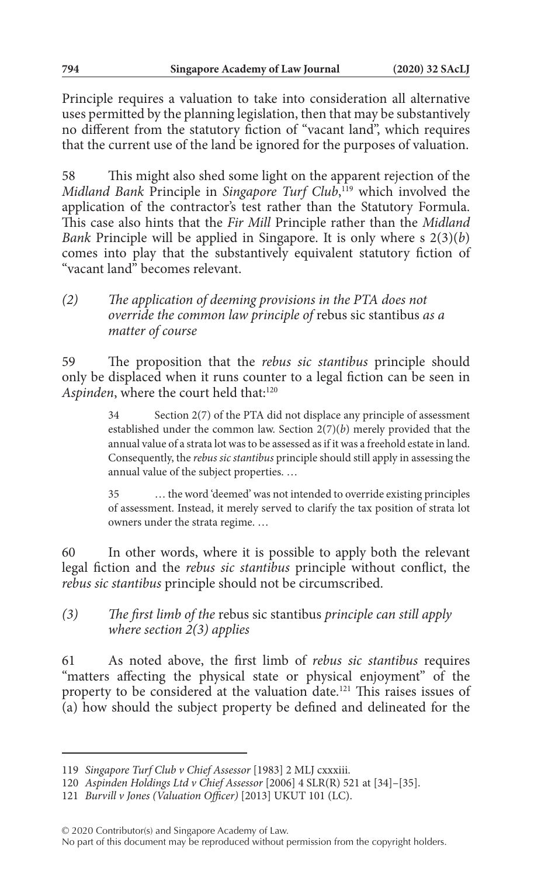Principle requires a valuation to take into consideration all alternative uses permitted by the planning legislation, then that may be substantively no different from the statutory fiction of "vacant land", which requires that the current use of the land be ignored for the purposes of valuation.

58 This might also shed some light on the apparent rejection of the *Midland Bank* Principle in *Singapore Turf Club*,[119] which involved the application of the contractor's test rather than the Statutory Formula. This case also hints that the *Fir Mill* Principle rather than the *Midland Bank* Principle will be applied in Singapore. It is only where s 2(3)(*b*) comes into play that the substantively equivalent statutory fiction of "vacant land" becomes relevant.

### *(2) The application of deeming provisions in the PTA does not override the common law principle of* rebus sic stantibus *as a matter of course*

59 The proposition that the *rebus sic stantibus* principle should only be displaced when it runs counter to a legal fiction can be seen in *Aspinden*, where the court held that:[120]

> 34 Section 2(7) of the PTA did not displace any principle of assessment established under the common law. Section 2(7)(*b*) merely provided that the annual value of a strata lot was to be assessed as if it was a freehold estate in land. Consequently, the *rebus sic stantibus* principle should still apply in assessing the annual value of the subject properties. …
>
> 35 … the word 'deemed' was not intended to override existing principles of assessment. Instead, it merely served to clarify the tax position of strata lot owners under the strata regime. …

60 In other words, where it is possible to apply both the relevant legal fiction and the *rebus sic stantibus* principle without conflict, the *rebus sic stantibus* principle should not be circumscribed.

### *(3) The first limb of the* rebus sic stantibus *principle can still apply where section 2(3) applies*

61 As noted above, the first limb of *rebus sic stantibus* requires "matters affecting the physical state or physical enjoyment" of the property to be considered at the valuation date.[121] This raises issues of (a) how should the subject property be defined and delineated for the

---

119 *Singapore Turf Club v Chief Assessor* [1983] 2 MLJ cxxxiii.

120 *Aspinden Holdings Ltd v Chief Assessor* [2006] 4 SLR(R) 521 at [34]–[35].

121 *Burvill v Jones (Valuation Officer)* [2013] UKUT 101 (LC).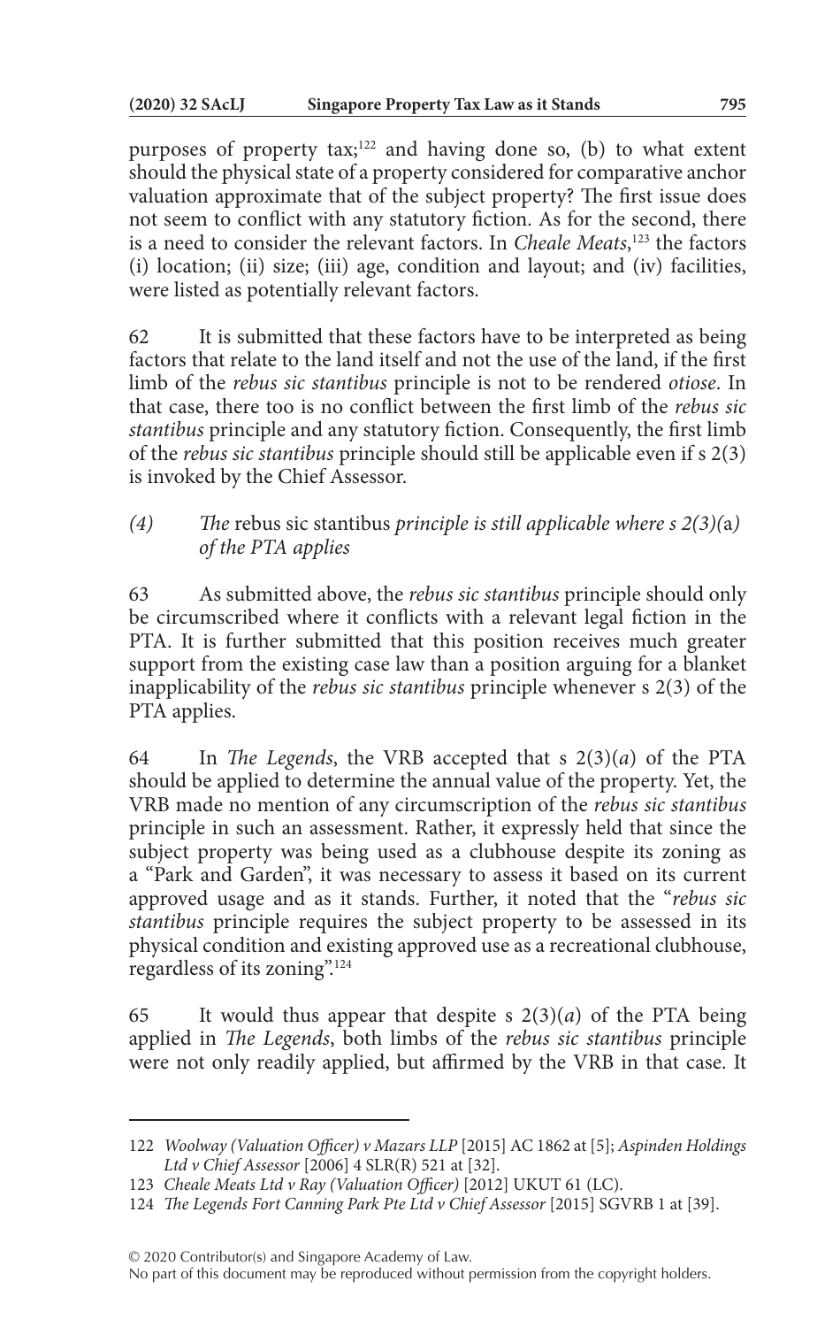purposes of property tax;[122] and having done so, (b) to what extent should the physical state of a property considered for comparative anchor valuation approximate that of the subject property? The first issue does not seem to conflict with any statutory fiction. As for the second, there is a need to consider the relevant factors. In *Cheale Meats*,[123] the factors (i) location; (ii) size; (iii) age, condition and layout; and (iv) facilities, were listed as potentially relevant factors.

62 It is submitted that these factors have to be interpreted as being factors that relate to the land itself and not the use of the land, if the first limb of the *rebus sic stantibus* principle is not to be rendered *otiose*. In that case, there too is no conflict between the first limb of the *rebus sic stantibus* principle and any statutory fiction. Consequently, the first limb of the *rebus sic stantibus* principle should still be applicable even if s 2(3) is invoked by the Chief Assessor.

### *(4) The* rebus sic stantibus *principle is still applicable where s 2(3)(*a*) of the PTA applies*

63 As submitted above, the *rebus sic stantibus* principle should only be circumscribed where it conflicts with a relevant legal fiction in the PTA. It is further submitted that this position receives much greater support from the existing case law than a position arguing for a blanket inapplicability of the *rebus sic stantibus* principle whenever s 2(3) of the PTA applies.

64 In *The Legends*, the VRB accepted that s 2(3)(*a*) of the PTA should be applied to determine the annual value of the property. Yet, the VRB made no mention of any circumscription of the *rebus sic stantibus* principle in such an assessment. Rather, it expressly held that since the subject property was being used as a clubhouse despite its zoning as a "Park and Garden", it was necessary to assess it based on its current approved usage and as it stands. Further, it noted that the "*rebus sic stantibus* principle requires the subject property to be assessed in its physical condition and existing approved use as a recreational clubhouse, regardless of its zoning".[124]

65 It would thus appear that despite s 2(3)(*a*) of the PTA being applied in *The Legends*, both limbs of the *rebus sic stantibus* principle were not only readily applied, but affirmed by the VRB in that case. It

---

122 *Woolway (Valuation Officer) v Mazars LLP* [2015] AC 1862 at [5]; *Aspinden Holdings Ltd v Chief Assessor* [2006] 4 SLR(R) 521 at [32].

123 *Cheale Meats Ltd v Ray (Valuation Officer)* [2012] UKUT 61 (LC).

124 *The Legends Fort Canning Park Pte Ltd v Chief Assessor* [2015] SGVRB 1 at [39].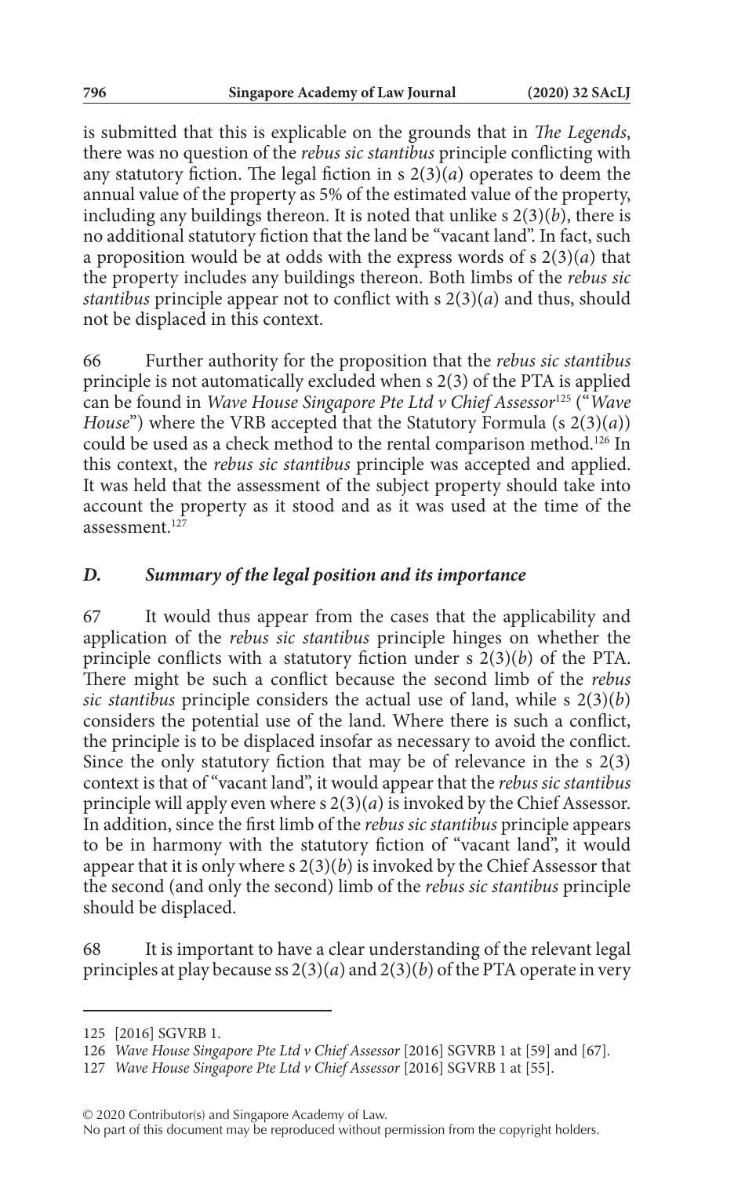is submitted that this is explicable on the grounds that in *The Legends*, there was no question of the *rebus sic stantibus* principle conflicting with any statutory fiction. The legal fiction in s 2(3)(*a*) operates to deem the annual value of the property as 5% of the estimated value of the property, including any buildings thereon. It is noted that unlike s 2(3)(*b*), there is no additional statutory fiction that the land be "vacant land". In fact, such a proposition would be at odds with the express words of s 2(3)(*a*) that the property includes any buildings thereon. Both limbs of the *rebus sic stantibus* principle appear not to conflict with s 2(3)(*a*) and thus, should not be displaced in this context.

66 Further authority for the proposition that the *rebus sic stantibus* principle is not automatically excluded when s 2(3) of the PTA is applied can be found in *Wave House Singapore Pte Ltd v Chief Assessor*[125] ("*Wave House*") where the VRB accepted that the Statutory Formula (s 2(3)(*a*)) could be used as a check method to the rental comparison method.[126] In this context, the *rebus sic stantibus* principle was accepted and applied. It was held that the assessment of the subject property should take into account the property as it stood and as it was used at the time of the assessment.[127]

### *D. Summary of the legal position and its importance*

67 It would thus appear from the cases that the applicability and application of the *rebus sic stantibus* principle hinges on whether the principle conflicts with a statutory fiction under s 2(3)(*b*) of the PTA. There might be such a conflict because the second limb of the *rebus sic stantibus* principle considers the actual use of land, while s 2(3)(*b*) considers the potential use of the land. Where there is such a conflict, the principle is to be displaced insofar as necessary to avoid the conflict. Since the only statutory fiction that may be of relevance in the s 2(3) context is that of "vacant land", it would appear that the *rebus sic stantibus* principle will apply even where s 2(3)(*a*) is invoked by the Chief Assessor. In addition, since the first limb of the *rebus sic stantibus* principle appears to be in harmony with the statutory fiction of "vacant land", it would appear that it is only where s 2(3)(*b*) is invoked by the Chief Assessor that the second (and only the second) limb of the *rebus sic stantibus* principle should be displaced.

68 It is important to have a clear understanding of the relevant legal principles at play because ss 2(3)(*a*) and 2(3)(*b*) of the PTA operate in very

---

125 [2016] SGVRB 1.

126 *Wave House Singapore Pte Ltd v Chief Assessor* [2016] SGVRB 1 at [59] and [67].

127 *Wave House Singapore Pte Ltd v Chief Assessor* [2016] SGVRB 1 at [55].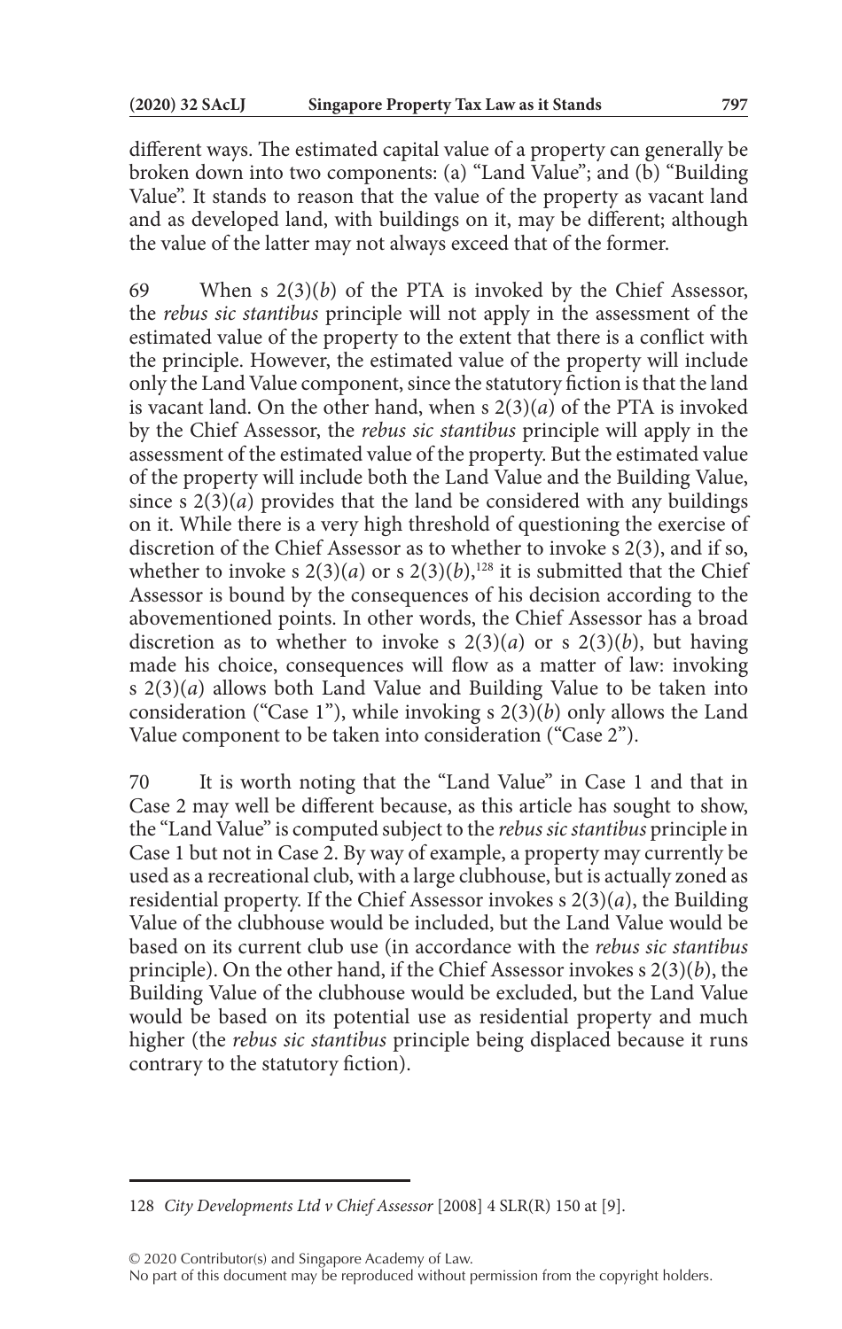different ways. The estimated capital value of a property can generally be broken down into two components: (a) "Land Value"; and (b) "Building Value". It stands to reason that the value of the property as vacant land and as developed land, with buildings on it, may be different; although the value of the latter may not always exceed that of the former.

69 When s 2(3)(*b*) of the PTA is invoked by the Chief Assessor, the *rebus sic stantibus* principle will not apply in the assessment of the estimated value of the property to the extent that there is a conflict with the principle. However, the estimated value of the property will include only the Land Value component, since the statutory fiction is that the land is vacant land. On the other hand, when s 2(3)(*a*) of the PTA is invoked by the Chief Assessor, the *rebus sic stantibus* principle will apply in the assessment of the estimated value of the property. But the estimated value of the property will include both the Land Value and the Building Value, since s 2(3)(*a*) provides that the land be considered with any buildings on it. While there is a very high threshold of questioning the exercise of discretion of the Chief Assessor as to whether to invoke s 2(3), and if so, whether to invoke s 2(3)(*a*) or s 2(3)(*b*),[128] it is submitted that the Chief Assessor is bound by the consequences of his decision according to the abovementioned points. In other words, the Chief Assessor has a broad discretion as to whether to invoke s 2(3)(*a*) or s 2(3)(*b*), but having made his choice, consequences will flow as a matter of law: invoking s 2(3)(*a*) allows both Land Value and Building Value to be taken into consideration ("Case 1"), while invoking s 2(3)(*b*) only allows the Land Value component to be taken into consideration ("Case 2").

70 It is worth noting that the "Land Value" in Case 1 and that in Case 2 may well be different because, as this article has sought to show, the "Land Value" is computed subject to the *rebus sic stantibus* principle in Case 1 but not in Case 2. By way of example, a property may currently be used as a recreational club, with a large clubhouse, but is actually zoned as residential property. If the Chief Assessor invokes s 2(3)(*a*), the Building Value of the clubhouse would be included, but the Land Value would be based on its current club use (in accordance with the *rebus sic stantibus* principle). On the other hand, if the Chief Assessor invokes s 2(3)(*b*), the Building Value of the clubhouse would be excluded, but the Land Value would be based on its potential use as residential property and much higher (the *rebus sic stantibus* principle being displaced because it runs contrary to the statutory fiction).

---

128 *City Developments Ltd v Chief Assessor* [2008] 4 SLR(R) 150 at [9].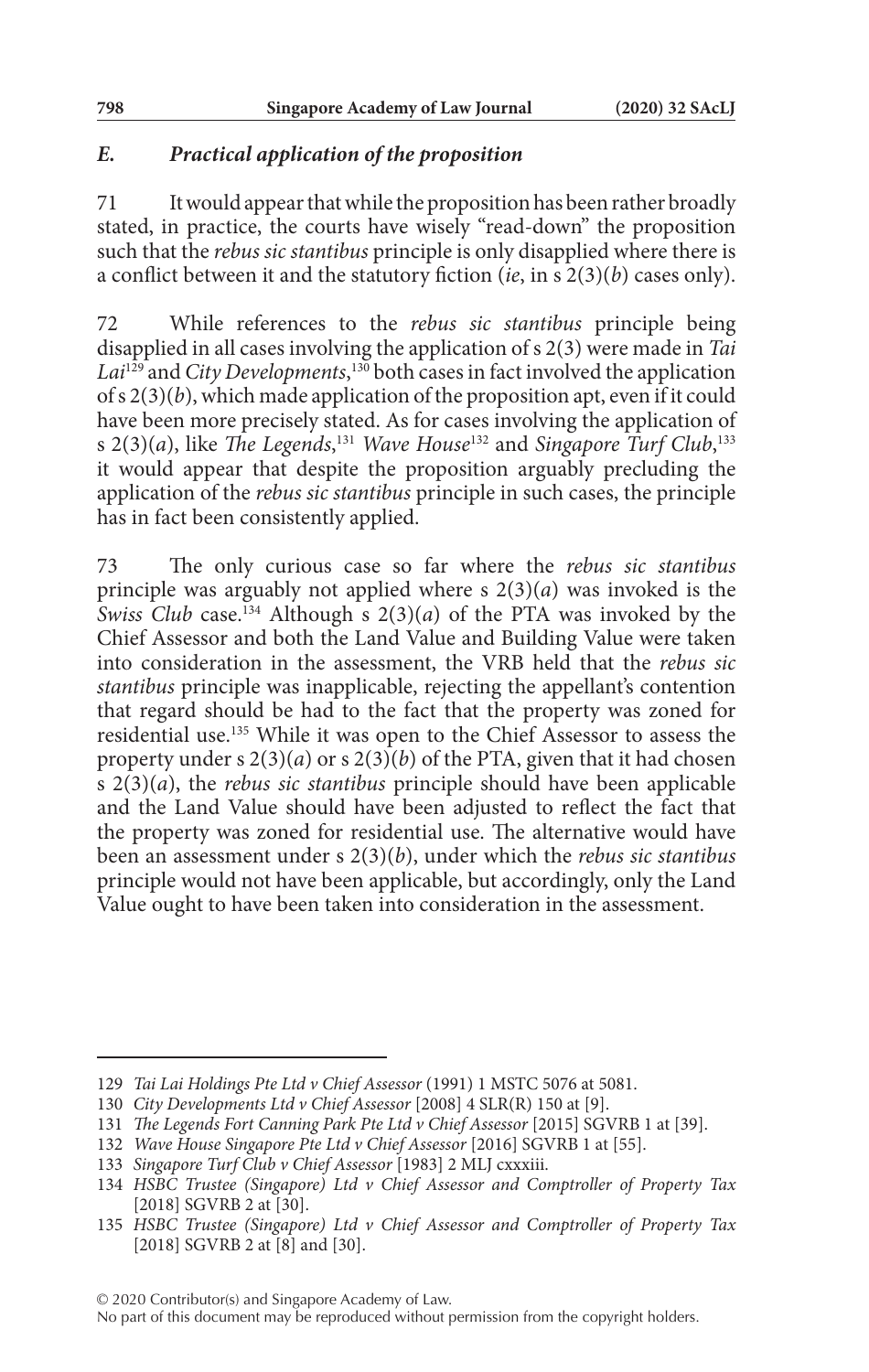### *E. Practical application of the proposition*

71 It would appear that while the proposition has been rather broadly stated, in practice, the courts have wisely "read-down" the proposition such that the *rebus sic stantibus* principle is only disapplied where there is a conflict between it and the statutory fiction (*ie*, in s 2(3)(*b*) cases only).

72 While references to the *rebus sic stantibus* principle being disapplied in all cases involving the application of s 2(3) were made in *Tai Lai*[129] and *City Developments*,[130] both cases in fact involved the application of s 2(3)(*b*), which made application of the proposition apt, even if it could have been more precisely stated. As for cases involving the application of s 2(3)(*a*), like *The Legends*,[131] *Wave House*[132] and *Singapore Turf Club*,[133] it would appear that despite the proposition arguably precluding the application of the *rebus sic stantibus* principle in such cases, the principle has in fact been consistently applied.

73 The only curious case so far where the *rebus sic stantibus* principle was arguably not applied where s 2(3)(*a*) was invoked is the *Swiss Club* case.[134] Although s 2(3)(*a*) of the PTA was invoked by the Chief Assessor and both the Land Value and Building Value were taken into consideration in the assessment, the VRB held that the *rebus sic stantibus* principle was inapplicable, rejecting the appellant's contention that regard should be had to the fact that the property was zoned for residential use.[135] While it was open to the Chief Assessor to assess the property under s 2(3)(*a*) or s 2(3)(*b*) of the PTA, given that it had chosen s 2(3)(*a*), the *rebus sic stantibus* principle should have been applicable and the Land Value should have been adjusted to reflect the fact that the property was zoned for residential use. The alternative would have been an assessment under s 2(3)(*b*), under which the *rebus sic stantibus* principle would not have been applicable, but accordingly, only the Land Value ought to have been taken into consideration in the assessment.

---

129 *Tai Lai Holdings Pte Ltd v Chief Assessor* (1991) 1 MSTC 5076 at 5081.

130 *City Developments Ltd v Chief Assessor* [2008] 4 SLR(R) 150 at [9].

131 *The Legends Fort Canning Park Pte Ltd v Chief Assessor* [2015] SGVRB 1 at [39].

132 *Wave House Singapore Pte Ltd v Chief Assessor* [2016] SGVRB 1 at [55].

133 *Singapore Turf Club v Chief Assessor* [1983] 2 MLJ cxxxiii.

134 *HSBC Trustee (Singapore) Ltd v Chief Assessor and Comptroller of Property Tax* [2018] SGVRB 2 at [30].

135 *HSBC Trustee (Singapore) Ltd v Chief Assessor and Comptroller of Property Tax* [2018] SGVRB 2 at [8] and [30].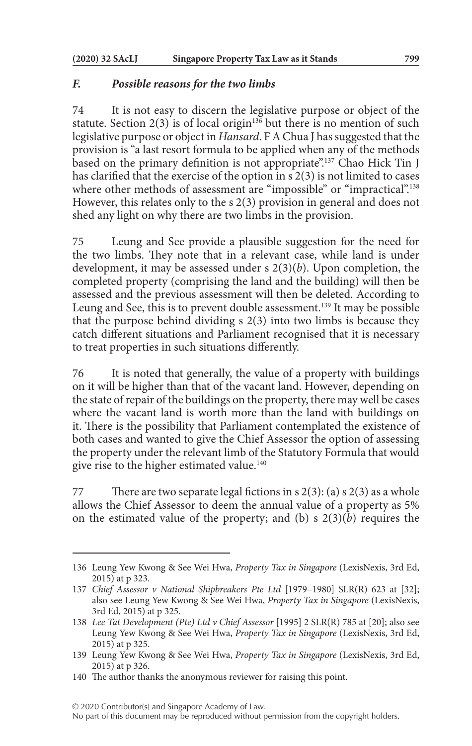### *F. Possible reasons for the two limbs*

74 It is not easy to discern the legislative purpose or object of the statute. Section 2(3) is of local origin[136] but there is no mention of such legislative purpose or object in *Hansard*. F A Chua J has suggested that the provision is "a last resort formula to be applied when any of the methods based on the primary definition is not appropriate".[137] Chao Hick Tin J has clarified that the exercise of the option in s 2(3) is not limited to cases where other methods of assessment are "impossible" or "impractical".[138] However, this relates only to the s 2(3) provision in general and does not shed any light on why there are two limbs in the provision.

75 Leung and See provide a plausible suggestion for the need for the two limbs. They note that in a relevant case, while land is under development, it may be assessed under s 2(3)(*b*). Upon completion, the completed property (comprising the land and the building) will then be assessed and the previous assessment will then be deleted. According to Leung and See, this is to prevent double assessment.[139] It may be possible that the purpose behind dividing s 2(3) into two limbs is because they catch different situations and Parliament recognised that it is necessary to treat properties in such situations differently.

76 It is noted that generally, the value of a property with buildings on it will be higher than that of the vacant land. However, depending on the state of repair of the buildings on the property, there may well be cases where the vacant land is worth more than the land with buildings on it. There is the possibility that Parliament contemplated the existence of both cases and wanted to give the Chief Assessor the option of assessing the property under the relevant limb of the Statutory Formula that would give rise to the higher estimated value.[140]

77 There are two separate legal fictions in s 2(3): (a) s 2(3) as a whole allows the Chief Assessor to deem the annual value of a property as 5% on the estimated value of the property; and (b) s 2(3)(*b*) requires the

---

136 Leung Yew Kwong & See Wei Hwa, *Property Tax in Singapore* (LexisNexis, 3rd Ed, 2015) at p 323.

137 *Chief Assessor v National Shipbreakers Pte Ltd* [1979–1980] SLR(R) 623 at [32]; also see Leung Yew Kwong & See Wei Hwa, *Property Tax in Singapore* (LexisNexis, 3rd Ed, 2015) at p 325.

138 *Lee Tat Development (Pte) Ltd v Chief Assessor* [1995] 2 SLR(R) 785 at [20]; also see Leung Yew Kwong & See Wei Hwa, *Property Tax in Singapore* (LexisNexis, 3rd Ed, 2015) at p 325.

139 Leung Yew Kwong & See Wei Hwa, *Property Tax in Singapore* (LexisNexis, 3rd Ed, 2015) at p 326.

140 The author thanks the anonymous reviewer for raising this point.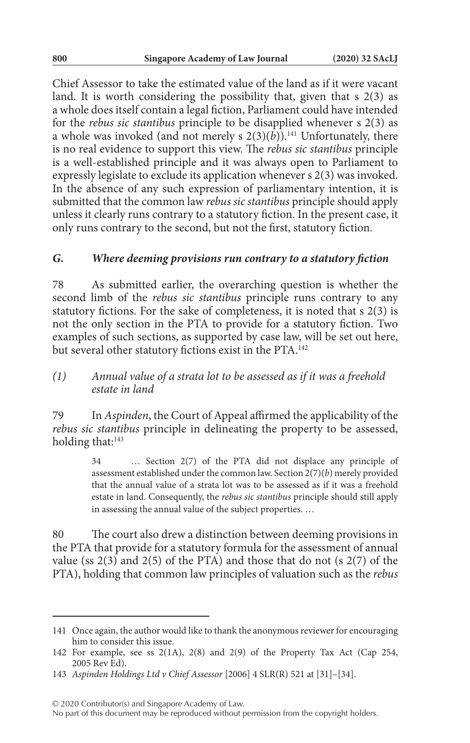Chief Assessor to take the estimated value of the land as if it were vacant land. It is worth considering the possibility that, given that s 2(3) as a whole does itself contain a legal fiction, Parliament could have intended for the *rebus sic stantibus* principle to be disapplied whenever s 2(3) as a whole was invoked (and not merely s 2(3)(*b*)).[141] Unfortunately, there is no real evidence to support this view. The *rebus sic stantibus* principle is a well-established principle and it was always open to Parliament to expressly legislate to exclude its application whenever s 2(3) was invoked. In the absence of any such expression of parliamentary intention, it is submitted that the common law *rebus sic stantibus* principle should apply unless it clearly runs contrary to a statutory fiction. In the present case, it only runs contrary to the second, but not the first, statutory fiction.

### *G. Where deeming provisions run contrary to a statutory fiction*

78 As submitted earlier, the overarching question is whether the second limb of the *rebus sic stantibus* principle runs contrary to any statutory fictions. For the sake of completeness, it is noted that s 2(3) is not the only section in the PTA to provide for a statutory fiction. Two examples of such sections, as supported by case law, will be set out here, but several other statutory fictions exist in the PTA.[142]

#### *(1) Annual value of a strata lot to be assessed as if it was a freehold estate in land*

79 In *Aspinden*, the Court of Appeal affirmed the applicability of the *rebus sic stantibus* principle in delineating the property to be assessed, holding that:[143]

> 34 … Section 2(7) of the PTA did not displace any principle of assessment established under the common law. Section 2(7)(*b*) merely provided that the annual value of a strata lot was to be assessed as if it was a freehold estate in land. Consequently, the *rebus sic stantibus* principle should still apply in assessing the annual value of the subject properties. …

80 The court also drew a distinction between deeming provisions in the PTA that provide for a statutory formula for the assessment of annual value (ss 2(3) and 2(5) of the PTA) and those that do not (s 2(7) of the PTA), holding that common law principles of valuation such as the *rebus*

---

141 Once again, the author would like to thank the anonymous reviewer for encouraging him to consider this issue.

142 For example, see ss 2(1A), 2(8) and 2(9) of the Property Tax Act (Cap 254, 2005 Rev Ed).

143 *Aspinden Holdings Ltd v Chief Assessor* [2006] 4 SLR(R) 521 at [31]–[34].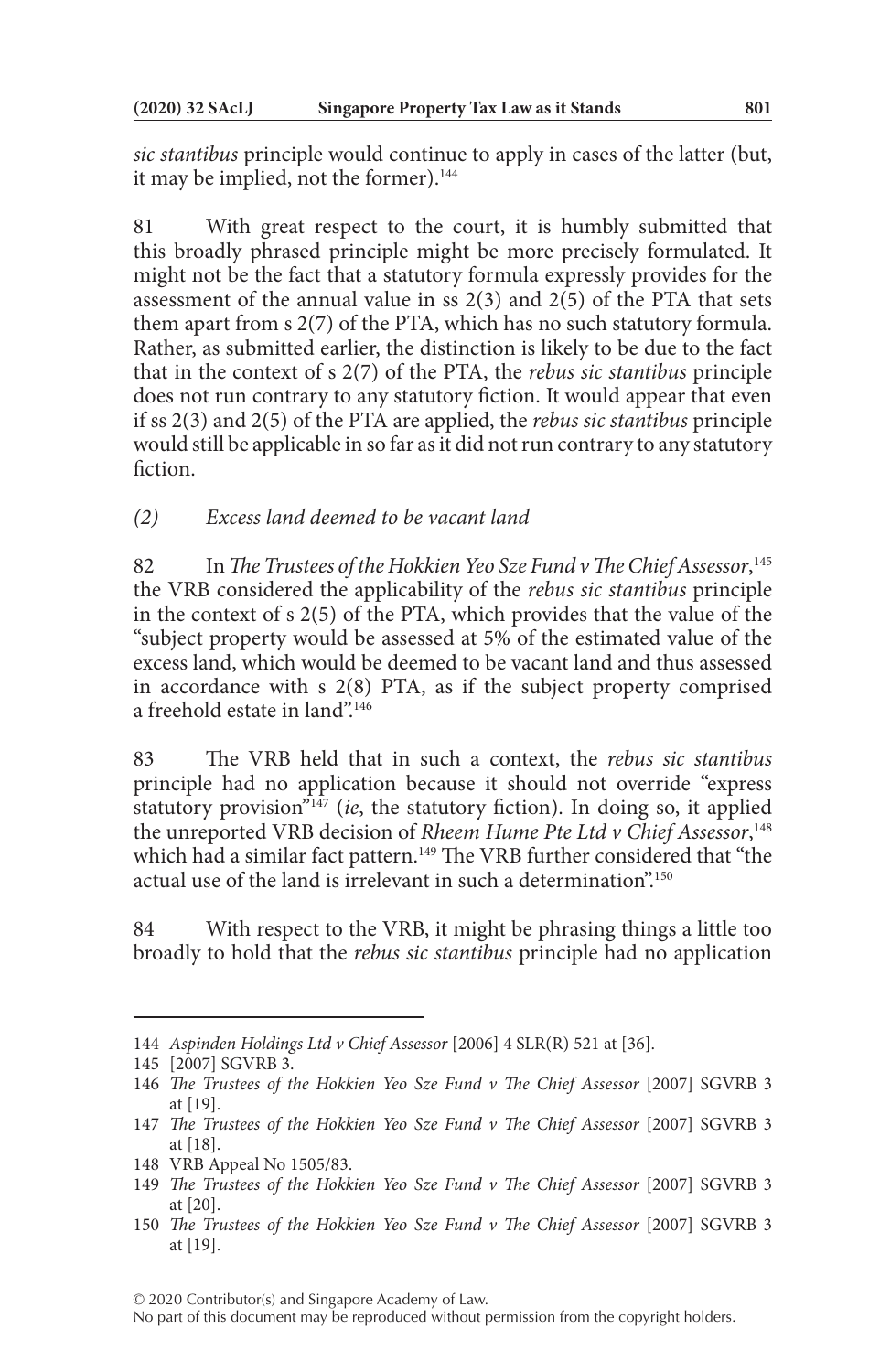*sic stantibus* principle would continue to apply in cases of the latter (but, it may be implied, not the former).[144]

81 With great respect to the court, it is humbly submitted that this broadly phrased principle might be more precisely formulated. It might not be the fact that a statutory formula expressly provides for the assessment of the annual value in ss 2(3) and 2(5) of the PTA that sets them apart from s 2(7) of the PTA, which has no such statutory formula. Rather, as submitted earlier, the distinction is likely to be due to the fact that in the context of s 2(7) of the PTA, the *rebus sic stantibus* principle does not run contrary to any statutory fiction. It would appear that even if ss 2(3) and 2(5) of the PTA are applied, the *rebus sic stantibus* principle would still be applicable in so far as it did not run contrary to any statutory fiction.

### *(2) Excess land deemed to be vacant land*

82 In *The Trustees of the Hokkien Yeo Sze Fund v The Chief Assessor*,[145] the VRB considered the applicability of the *rebus sic stantibus* principle in the context of s 2(5) of the PTA, which provides that the value of the "subject property would be assessed at 5% of the estimated value of the excess land, which would be deemed to be vacant land and thus assessed in accordance with s 2(8) PTA, as if the subject property comprised a freehold estate in land".[146]

83 The VRB held that in such a context, the *rebus sic stantibus* principle had no application because it should not override "express statutory provision"[147] (*ie*, the statutory fiction). In doing so, it applied the unreported VRB decision of *Rheem Hume Pte Ltd v Chief Assessor*,[148] which had a similar fact pattern.[149] The VRB further considered that "the actual use of the land is irrelevant in such a determination".[150]

84 With respect to the VRB, it might be phrasing things a little too broadly to hold that the *rebus sic stantibus* principle had no application

---

144 *Aspinden Holdings Ltd v Chief Assessor* [2006] 4 SLR(R) 521 at [36].

145 [2007] SGVRB 3.

146 *The Trustees of the Hokkien Yeo Sze Fund v The Chief Assessor* [2007] SGVRB 3 at [19].

147 *The Trustees of the Hokkien Yeo Sze Fund v The Chief Assessor* [2007] SGVRB 3 at [18].

148 VRB Appeal No 1505/83.

149 *The Trustees of the Hokkien Yeo Sze Fund v The Chief Assessor* [2007] SGVRB 3 at [20].

150 *The Trustees of the Hokkien Yeo Sze Fund v The Chief Assessor* [2007] SGVRB 3 at [19].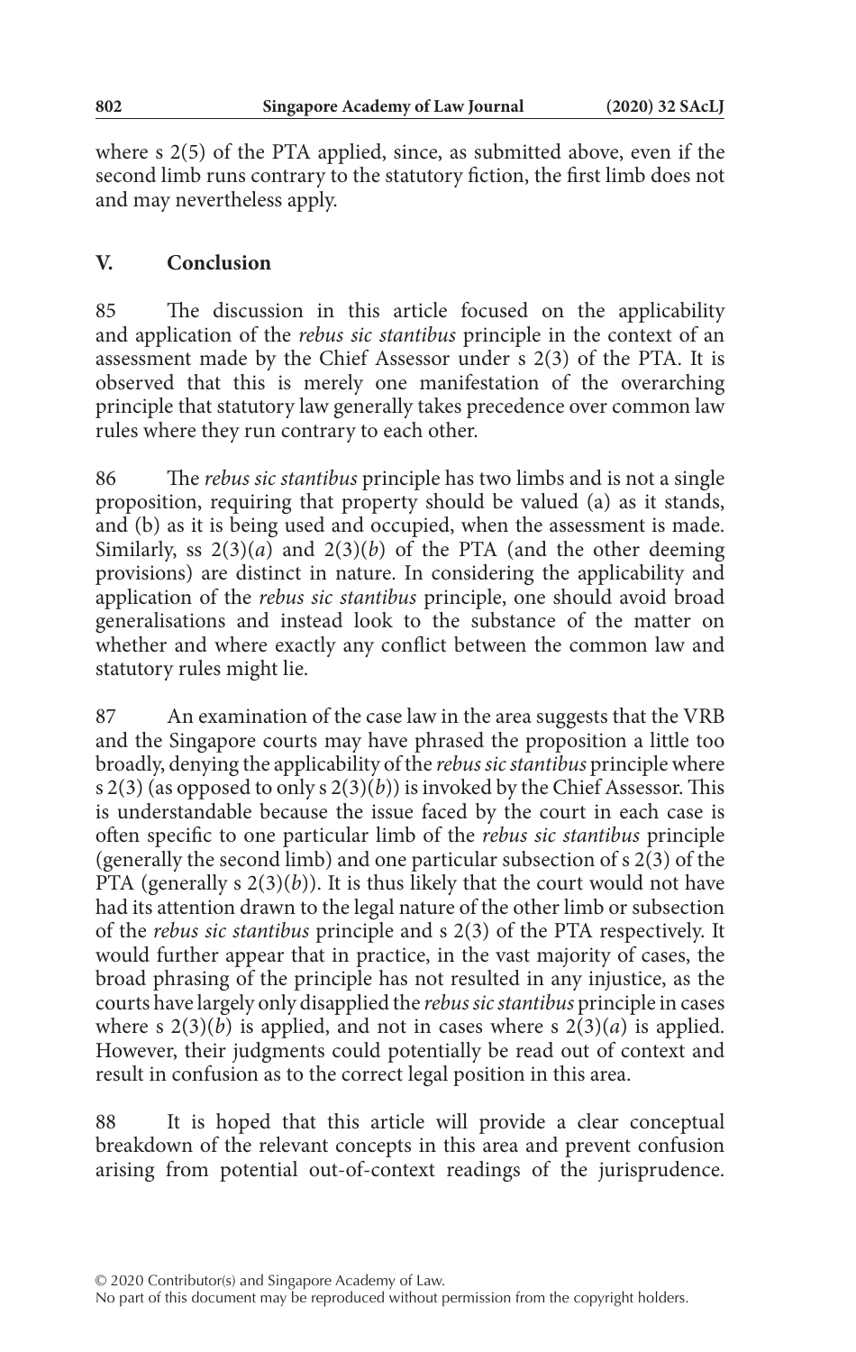where s 2(5) of the PTA applied, since, as submitted above, even if the second limb runs contrary to the statutory fiction, the first limb does not and may nevertheless apply.

## V. Conclusion

85 The discussion in this article focused on the applicability and application of the *rebus sic stantibus* principle in the context of an assessment made by the Chief Assessor under s 2(3) of the PTA. It is observed that this is merely one manifestation of the overarching principle that statutory law generally takes precedence over common law rules where they run contrary to each other.

86 The *rebus sic stantibus* principle has two limbs and is not a single proposition, requiring that property should be valued (a) as it stands, and (b) as it is being used and occupied, when the assessment is made. Similarly, ss 2(3)(*a*) and 2(3)(*b*) of the PTA (and the other deeming provisions) are distinct in nature. In considering the applicability and application of the *rebus sic stantibus* principle, one should avoid broad generalisations and instead look to the substance of the matter on whether and where exactly any conflict between the common law and statutory rules might lie.

87 An examination of the case law in the area suggests that the VRB and the Singapore courts may have phrased the proposition a little too broadly, denying the applicability of the *rebus sic stantibus* principle where s 2(3) (as opposed to only s 2(3)(*b*)) is invoked by the Chief Assessor. This is understandable because the issue faced by the court in each case is often specific to one particular limb of the *rebus sic stantibus* principle (generally the second limb) and one particular subsection of s 2(3) of the PTA (generally s 2(3)(*b*)). It is thus likely that the court would not have had its attention drawn to the legal nature of the other limb or subsection of the *rebus sic stantibus* principle and s 2(3) of the PTA respectively. It would further appear that in practice, in the vast majority of cases, the broad phrasing of the principle has not resulted in any injustice, as the courts have largely only disapplied the *rebus sic stantibus* principle in cases where s 2(3)(*b*) is applied, and not in cases where s 2(3)(*a*) is applied. However, their judgments could potentially be read out of context and result in confusion as to the correct legal position in this area.

88 It is hoped that this article will provide a clear conceptual breakdown of the relevant concepts in this area and prevent confusion arising from potential out-of-context readings of the jurisprudence.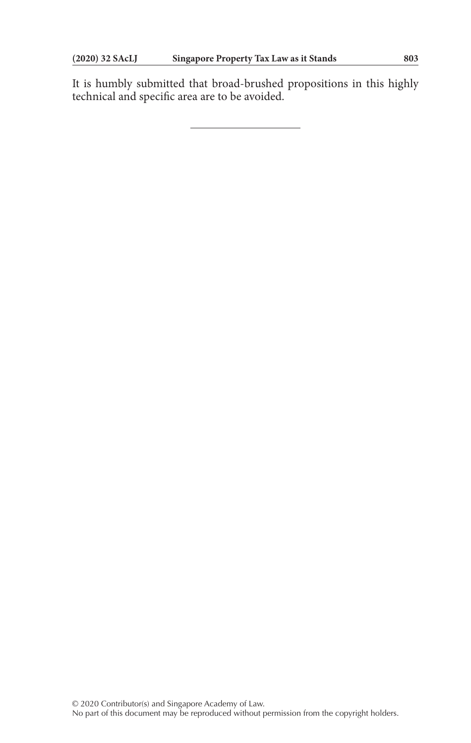It is humbly submitted that broad-brushed propositions in this highly technical and specific area are to be avoided.

---

© 2020 Contributor(s) and Singapore Academy of Law.
No part of this document may be reproduced without permission from the copyright holders.